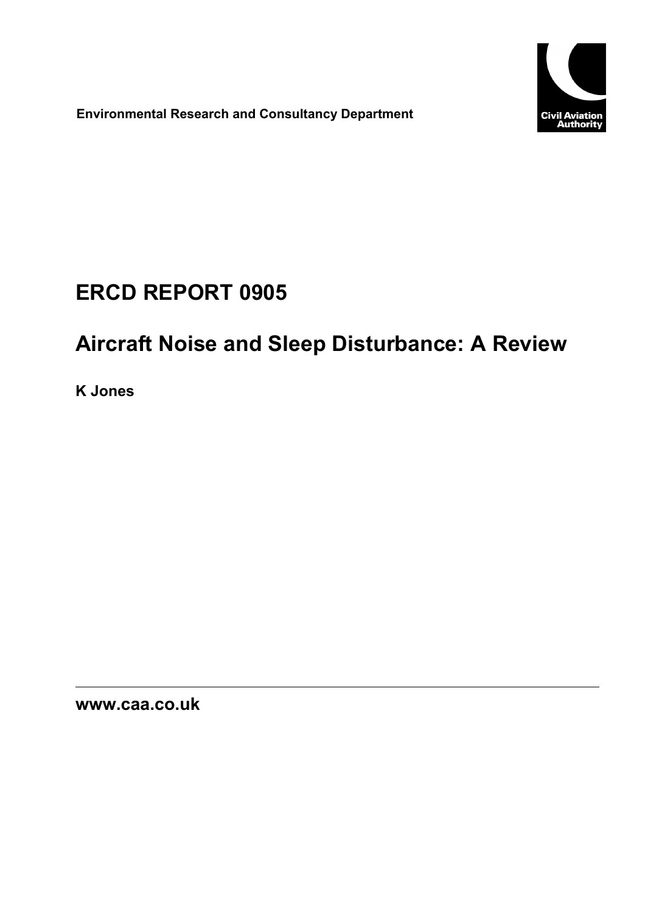Environmental Research and Consultancy Department

Civil Aviation Authority

# ERCD REPORT 0905

# Aircraft Noise and Sleep Disturbance: A Review

**K Jones**

**www.caa.co.uk**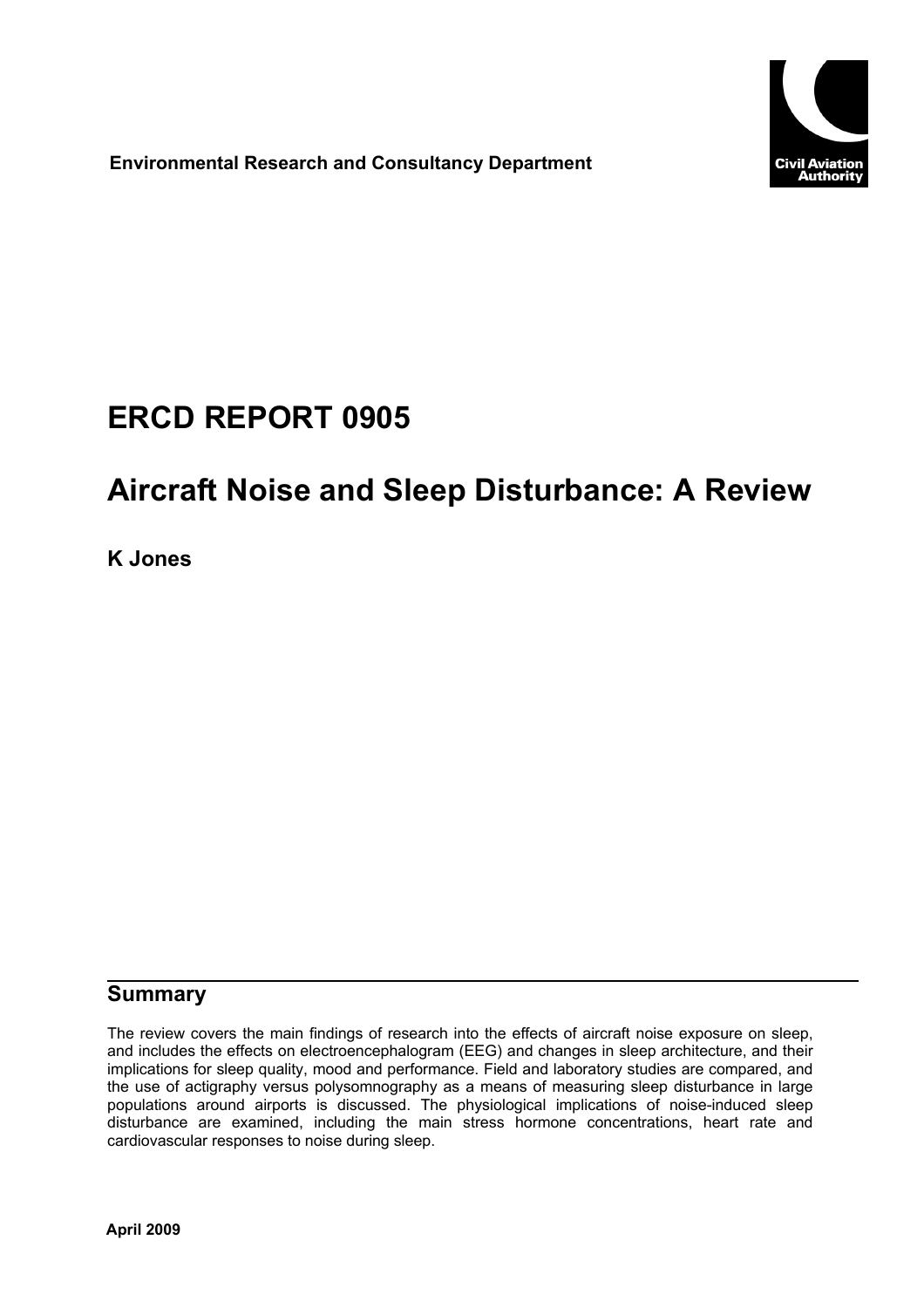**Environmental Research and Consultancy Department**

Civil Aviation Authority

# ERCD REPORT 0905

# Aircraft Noise and Sleep Disturbance: A Review

**K Jones**

## Summary

The review covers the main findings of research into the effects of aircraft noise exposure on sleep, and includes the effects on electroencephalogram (EEG) and changes in sleep architecture, and their implications for sleep quality, mood and performance. Field and laboratory studies are compared, and the use of actigraphy versus polysomnography as a means of measuring sleep disturbance in large populations around airports is discussed. The physiological implications of noise-induced sleep disturbance are examined, including the main stress hormone concentrations, heart rate and cardiovascular responses to noise during sleep.

**April 2009**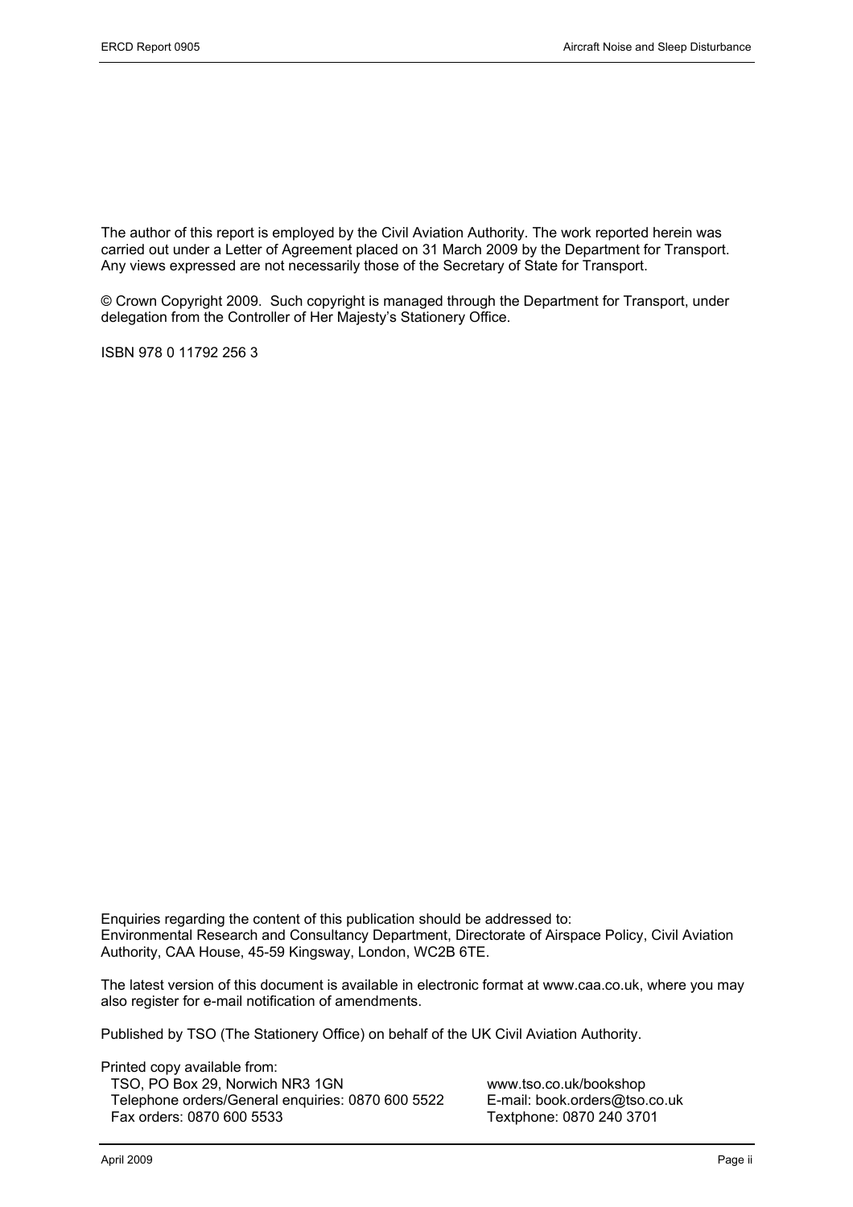The author of this report is employed by the Civil Aviation Authority. The work reported herein was carried out under a Letter of Agreement placed on 31 March 2009 by the Department for Transport. Any views expressed are not necessarily those of the Secretary of State for Transport.

© Crown Copyright 2009. Such copyright is managed through the Department for Transport, under delegation from the Controller of Her Majesty's Stationery Office.

ISBN 978 0 11792 256 3

Enquiries regarding the content of this publication should be addressed to:
Environmental Research and Consultancy Department, Directorate of Airspace Policy, Civil Aviation Authority, CAA House, 45-59 Kingsway, London, WC2B 6TE.

The latest version of this document is available in electronic format at www.caa.co.uk, where you may also register for e-mail notification of amendments.

Published by TSO (The Stationery Office) on behalf of the UK Civil Aviation Authority.

Printed copy available from:

TSO, PO Box 29, Norwich NR3 1GN
Telephone orders/General enquiries: 0870 600 5522
Fax orders: 0870 600 5533

www.tso.co.uk/bookshop
E-mail: book.orders@tso.co.uk
Textphone: 0870 240 3701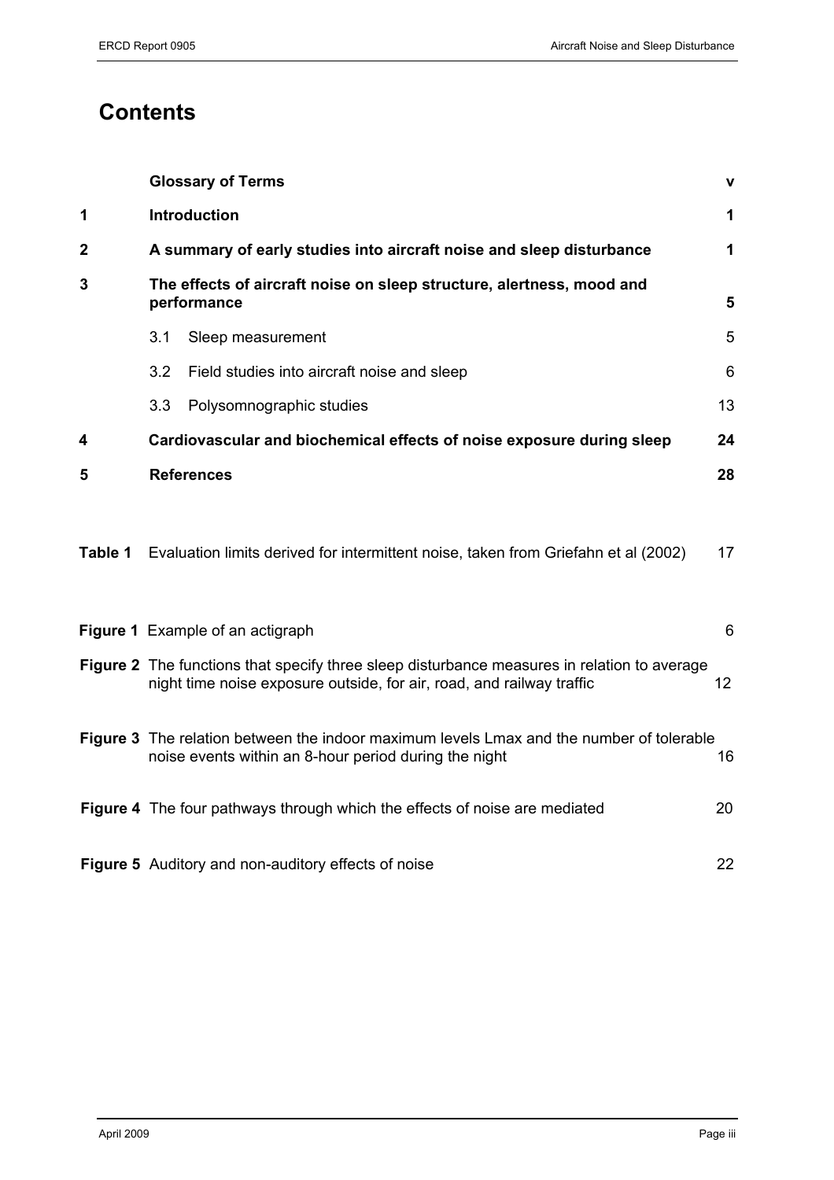# Contents

| | | |
|---|---|---|
| | **Glossary of Terms** | **v** |
| **1** | **Introduction** | **1** |
| **2** | **A summary of early studies into aircraft noise and sleep disturbance** | **1** |
| **3** | **The effects of aircraft noise on sleep structure, alertness, mood and performance** | **5** |
| | 3.1 Sleep measurement | 5 |
| | 3.2 Field studies into aircraft noise and sleep | 6 |
| | 3.3 Polysomnographic studies | 13 |
| **4** | **Cardiovascular and biochemical effects of noise exposure during sleep** | **24** |
| **5** | **References** | **28** |

| | | |
|---|---|---|
| **Table 1** | Evaluation limits derived for intermittent noise, taken from Griefahn et al (2002) | 17 |

| | | |
|---|---|---|
| **Figure 1** | Example of an actigraph | 6 |
| **Figure 2** | The functions that specify three sleep disturbance measures in relation to average night time noise exposure outside, for air, road, and railway traffic | 12 |
| **Figure 3** | The relation between the indoor maximum levels Lmax and the number of tolerable noise events within an 8-hour period during the night | 16 |
| **Figure 4** | The four pathways through which the effects of noise are mediated | 20 |
| **Figure 5** | Auditory and non-auditory effects of noise | 22 |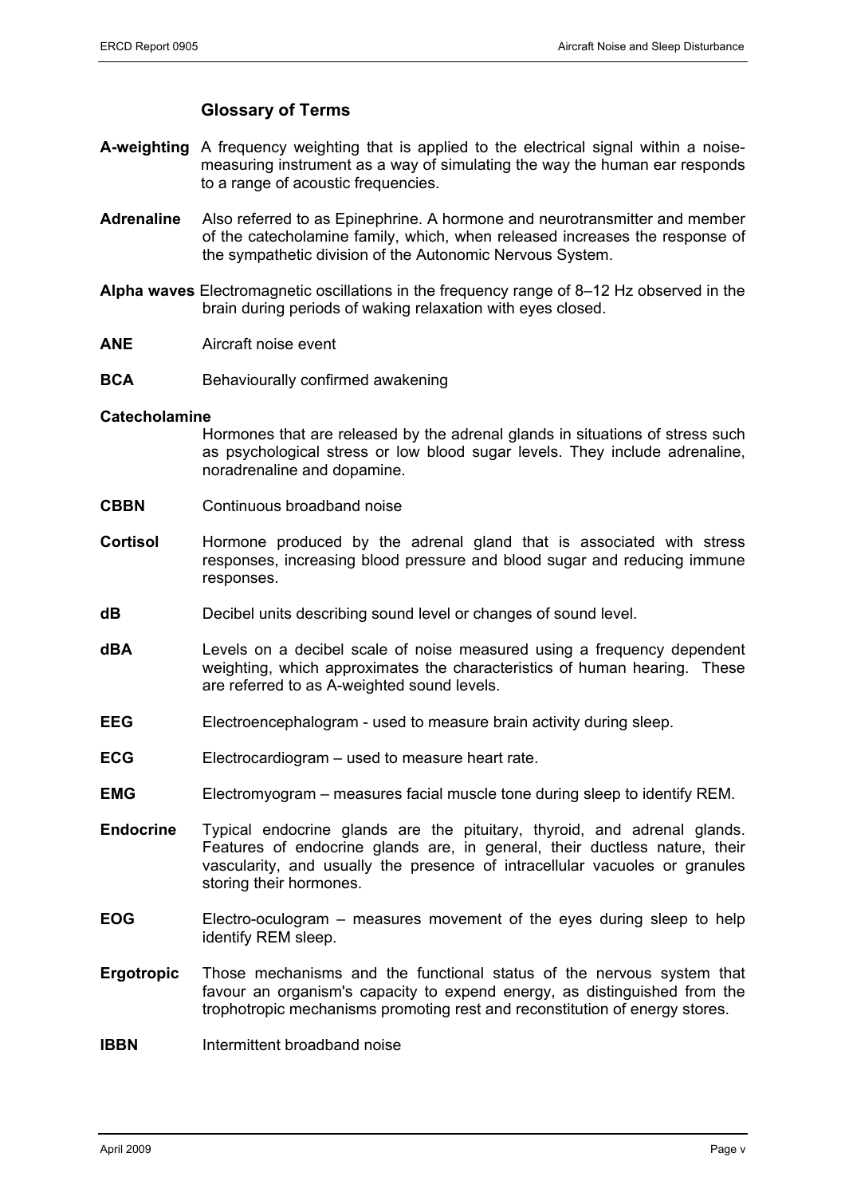## Glossary of Terms

**A-weighting** A frequency weighting that is applied to the electrical signal within a noise-measuring instrument as a way of simulating the way the human ear responds to a range of acoustic frequencies.

**Adrenaline** Also referred to as Epinephrine. A hormone and neurotransmitter and member of the catecholamine family, which, when released increases the response of the sympathetic division of the Autonomic Nervous System.

**Alpha waves** Electromagnetic oscillations in the frequency range of 8–12 Hz observed in the brain during periods of waking relaxation with eyes closed.

**ANE** Aircraft noise event

**BCA** Behaviourally confirmed awakening

**Catecholamine** Hormones that are released by the adrenal glands in situations of stress such as psychological stress or low blood sugar levels. They include adrenaline, noradrenaline and dopamine.

**CBBN** Continuous broadband noise

**Cortisol** Hormone produced by the adrenal gland that is associated with stress responses, increasing blood pressure and blood sugar and reducing immune responses.

**dB** Decibel units describing sound level or changes of sound level.

**dBA** Levels on a decibel scale of noise measured using a frequency dependent weighting, which approximates the characteristics of human hearing. These are referred to as A-weighted sound levels.

**EEG** Electroencephalogram - used to measure brain activity during sleep.

**ECG** Electrocardiogram – used to measure heart rate.

**EMG** Electromyogram – measures facial muscle tone during sleep to identify REM.

**Endocrine** Typical endocrine glands are the pituitary, thyroid, and adrenal glands. Features of endocrine glands are, in general, their ductless nature, their vascularity, and usually the presence of intracellular vacuoles or granules storing their hormones.

**EOG** Electro-oculogram – measures movement of the eyes during sleep to help identify REM sleep.

**Ergotropic** Those mechanisms and the functional status of the nervous system that favour an organism's capacity to expend energy, as distinguished from the trophotropic mechanisms promoting rest and reconstitution of energy stores.

**IBBN** Intermittent broadband noise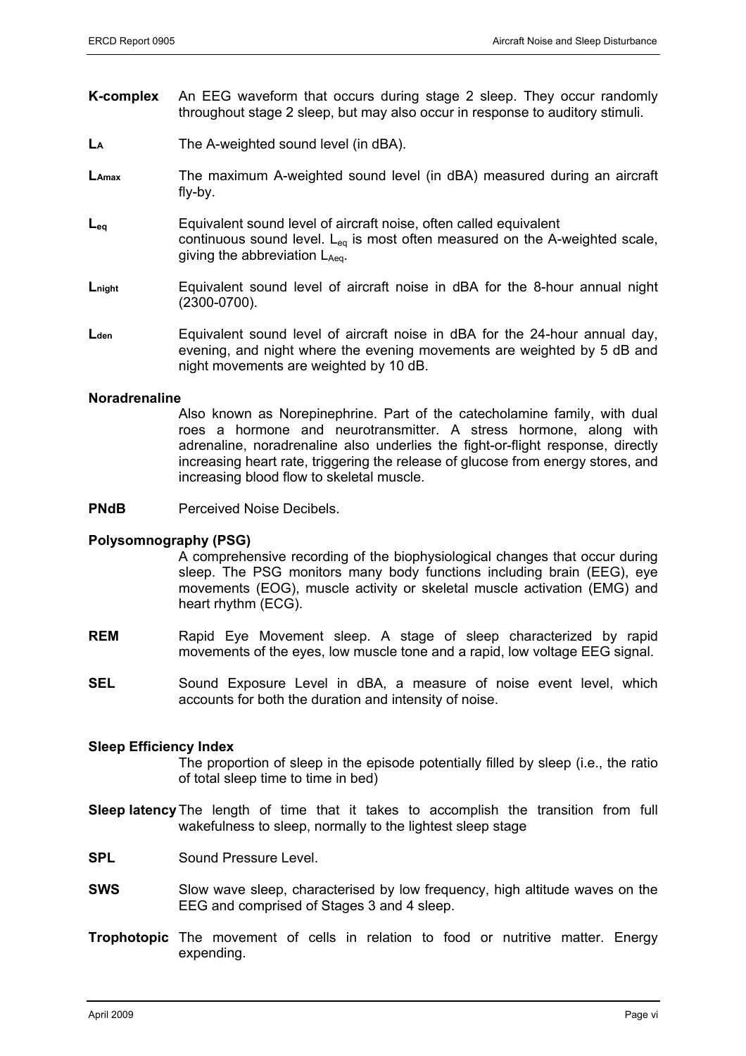**K-complex** An EEG waveform that occurs during stage 2 sleep. They occur randomly throughout stage 2 sleep, but may also occur in response to auditory stimuli.

**$L_A$** The A-weighted sound level (in dBA).

**$L_{Amax}$** The maximum A-weighted sound level (in dBA) measured during an aircraft fly-by.

**$L_{eq}$** Equivalent sound level of aircraft noise, often called equivalent continuous sound level. $L_{eq}$ is most often measured on the A-weighted scale, giving the abbreviation $L_{Aeq}$.

**$L_{night}$** Equivalent sound level of aircraft noise in dBA for the 8-hour annual night (2300-0700).

**$L_{den}$** Equivalent sound level of aircraft noise in dBA for the 24-hour annual day, evening, and night where the evening movements are weighted by 5 dB and night movements are weighted by 10 dB.

**Noradrenaline**
Also known as Norepinephrine. Part of the catecholamine family, with dual roes a hormone and neurotransmitter. A stress hormone, along with adrenaline, noradrenaline also underlies the fight-or-flight response, directly increasing heart rate, triggering the release of glucose from energy stores, and increasing blood flow to skeletal muscle.

**PNdB** Perceived Noise Decibels.

**Polysomnography (PSG)**
A comprehensive recording of the biophysiological changes that occur during sleep. The PSG monitors many body functions including brain (EEG), eye movements (EOG), muscle activity or skeletal muscle activation (EMG) and heart rhythm (ECG).

**REM** Rapid Eye Movement sleep. A stage of sleep characterized by rapid movements of the eyes, low muscle tone and a rapid, low voltage EEG signal.

**SEL** Sound Exposure Level in dBA, a measure of noise event level, which accounts for both the duration and intensity of noise.

**Sleep Efficiency Index**
The proportion of sleep in the episode potentially filled by sleep (i.e., the ratio of total sleep time to time in bed)

**Sleep latency** The length of time that it takes to accomplish the transition from full wakefulness to sleep, normally to the lightest sleep stage

**SPL** Sound Pressure Level.

**SWS** Slow wave sleep, characterised by low frequency, high altitude waves on the EEG and comprised of Stages 3 and 4 sleep.

**Trophotopic** The movement of cells in relation to food or nutritive matter. Energy expending.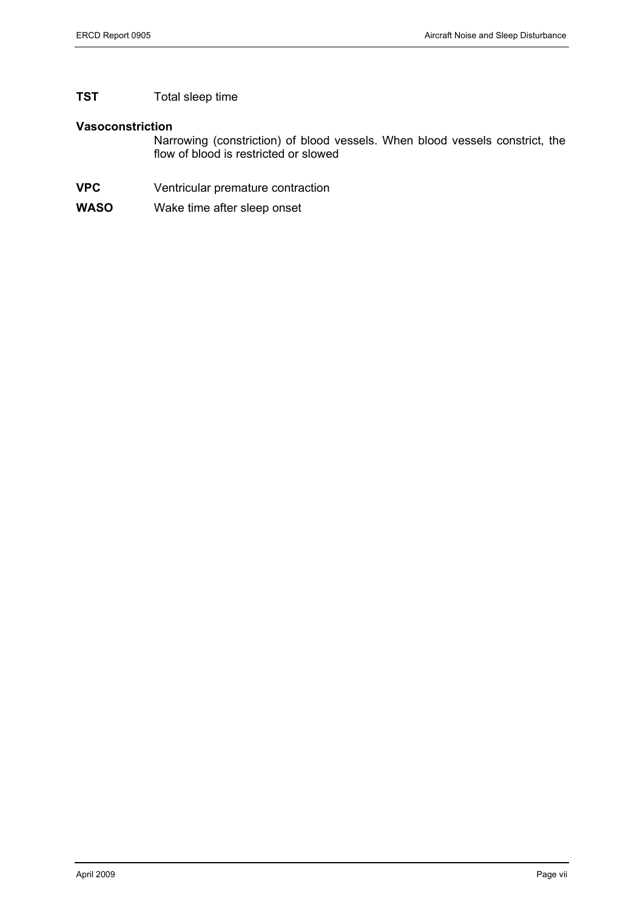**TST** Total sleep time

**Vasoconstriction**
Narrowing (constriction) of blood vessels. When blood vessels constrict, the flow of blood is restricted or slowed

**VPC** Ventricular premature contraction

**WASO** Wake time after sleep onset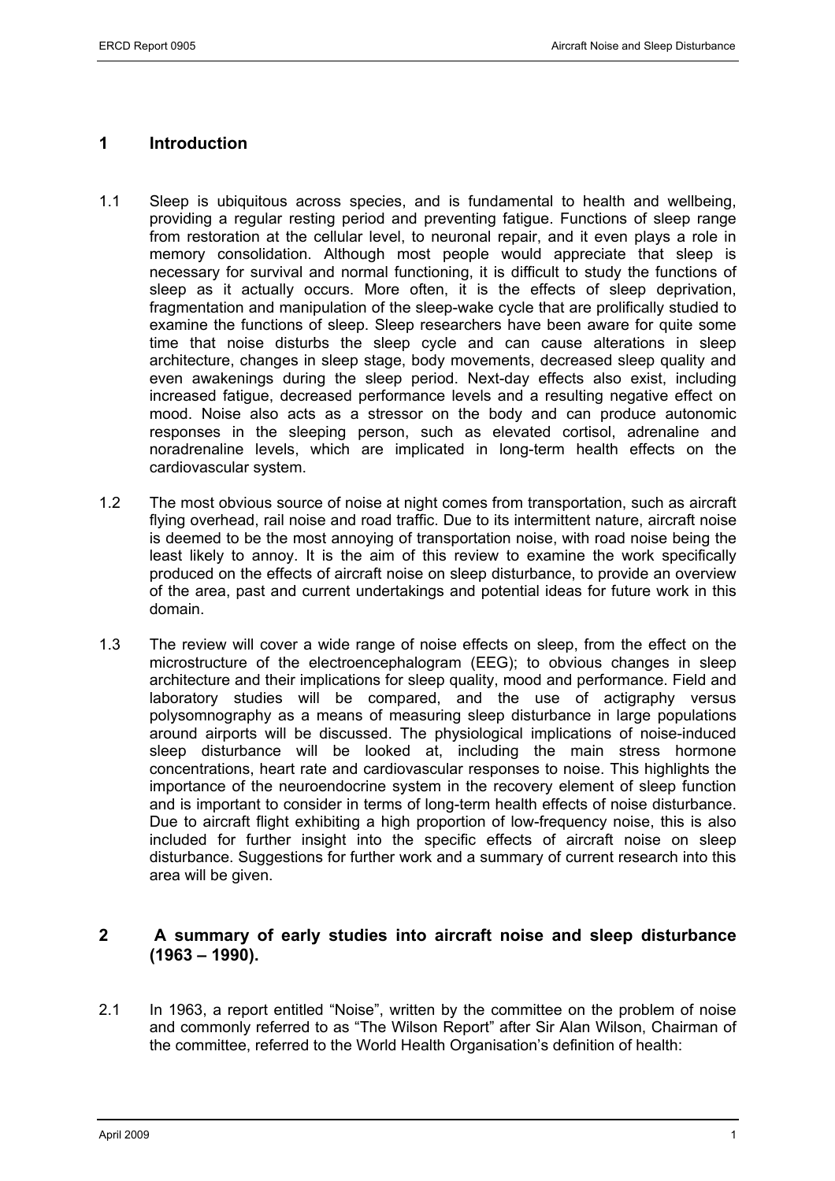## 1 Introduction

1.1 Sleep is ubiquitous across species, and is fundamental to health and wellbeing, providing a regular resting period and preventing fatigue. Functions of sleep range from restoration at the cellular level, to neuronal repair, and it even plays a role in memory consolidation. Although most people would appreciate that sleep is necessary for survival and normal functioning, it is difficult to study the functions of sleep as it actually occurs. More often, it is the effects of sleep deprivation, fragmentation and manipulation of the sleep-wake cycle that are prolifically studied to examine the functions of sleep. Sleep researchers have been aware for quite some time that noise disturbs the sleep cycle and can cause alterations in sleep architecture, changes in sleep stage, body movements, decreased sleep quality and even awakenings during the sleep period. Next-day effects also exist, including increased fatigue, decreased performance levels and a resulting negative effect on mood. Noise also acts as a stressor on the body and can produce autonomic responses in the sleeping person, such as elevated cortisol, adrenaline and noradrenaline levels, which are implicated in long-term health effects on the cardiovascular system.

1.2 The most obvious source of noise at night comes from transportation, such as aircraft flying overhead, rail noise and road traffic. Due to its intermittent nature, aircraft noise is deemed to be the most annoying of transportation noise, with road noise being the least likely to annoy. It is the aim of this review to examine the work specifically produced on the effects of aircraft noise on sleep disturbance, to provide an overview of the area, past and current undertakings and potential ideas for future work in this domain.

1.3 The review will cover a wide range of noise effects on sleep, from the effect on the microstructure of the electroencephalogram (EEG); to obvious changes in sleep architecture and their implications for sleep quality, mood and performance. Field and laboratory studies will be compared, and the use of actigraphy versus polysomnography as a means of measuring sleep disturbance in large populations around airports will be discussed. The physiological implications of noise-induced sleep disturbance will be looked at, including the main stress hormone concentrations, heart rate and cardiovascular responses to noise. This highlights the importance of the neuroendocrine system in the recovery element of sleep function and is important to consider in terms of long-term health effects of noise disturbance. Due to aircraft flight exhibiting a high proportion of low-frequency noise, this is also included for further insight into the specific effects of aircraft noise on sleep disturbance. Suggestions for further work and a summary of current research into this area will be given.

## 2 A summary of early studies into aircraft noise and sleep disturbance (1963 – 1990).

2.1 In 1963, a report entitled "Noise", written by the committee on the problem of noise and commonly referred to as "The Wilson Report" after Sir Alan Wilson, Chairman of the committee, referred to the World Health Organisation's definition of health: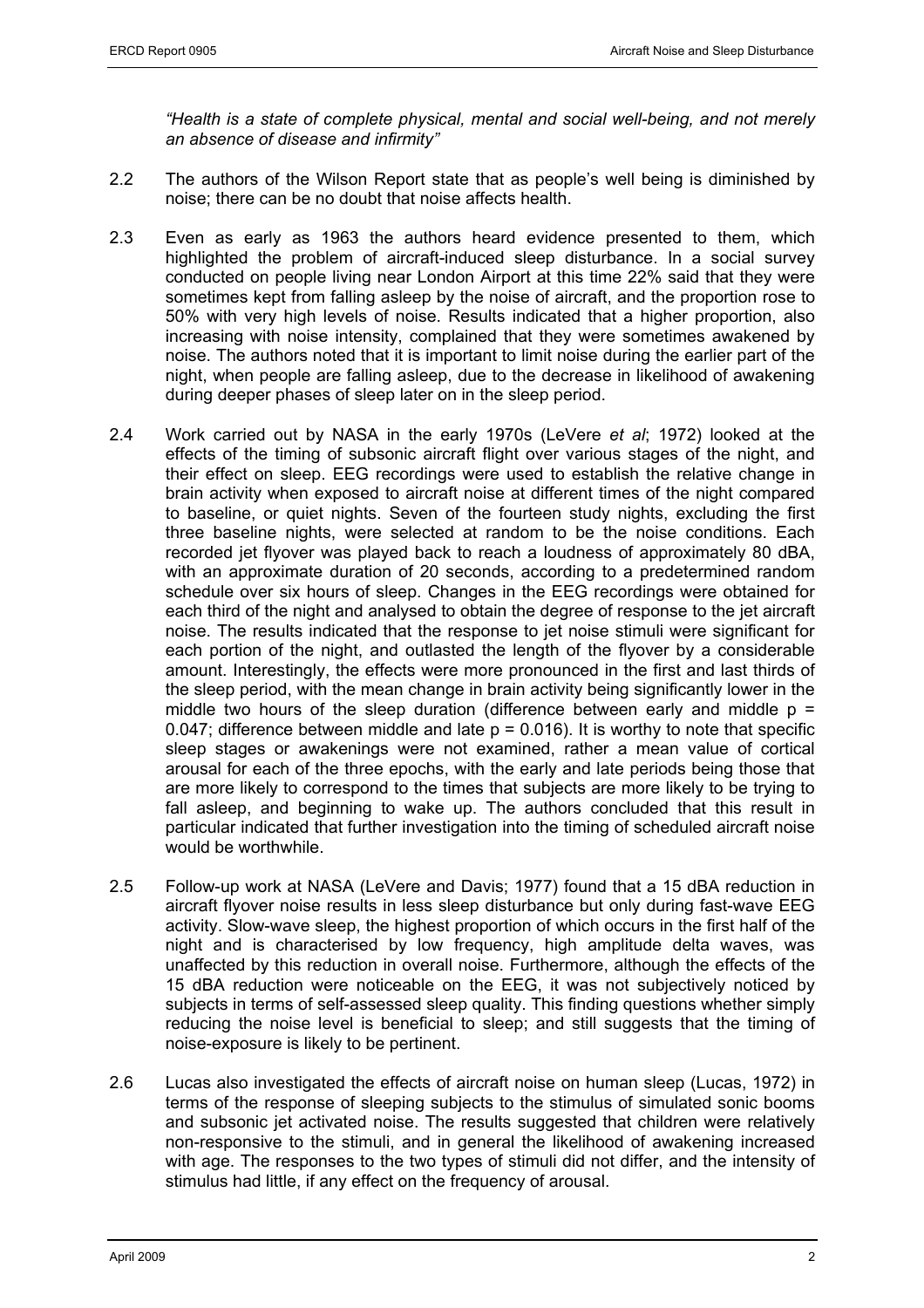*"Health is a state of complete physical, mental and social well-being, and not merely an absence of disease and infirmity"*

2.2 The authors of the Wilson Report state that as people's well being is diminished by noise; there can be no doubt that noise affects health.

2.3 Even as early as 1963 the authors heard evidence presented to them, which highlighted the problem of aircraft-induced sleep disturbance. In a social survey conducted on people living near London Airport at this time 22% said that they were sometimes kept from falling asleep by the noise of aircraft, and the proportion rose to 50% with very high levels of noise. Results indicated that a higher proportion, also increasing with noise intensity, complained that they were sometimes awakened by noise. The authors noted that it is important to limit noise during the earlier part of the night, when people are falling asleep, due to the decrease in likelihood of awakening during deeper phases of sleep later on in the sleep period.

2.4 Work carried out by NASA in the early 1970s (LeVere *et al*; 1972) looked at the effects of the timing of subsonic aircraft flight over various stages of the night, and their effect on sleep. EEG recordings were used to establish the relative change in brain activity when exposed to aircraft noise at different times of the night compared to baseline, or quiet nights. Seven of the fourteen study nights, excluding the first three baseline nights, were selected at random to be the noise conditions. Each recorded jet flyover was played back to reach a loudness of approximately 80 dBA, with an approximate duration of 20 seconds, according to a predetermined random schedule over six hours of sleep. Changes in the EEG recordings were obtained for each third of the night and analysed to obtain the degree of response to the jet aircraft noise. The results indicated that the response to jet noise stimuli were significant for each portion of the night, and outlasted the length of the flyover by a considerable amount. Interestingly, the effects were more pronounced in the first and last thirds of the sleep period, with the mean change in brain activity being significantly lower in the middle two hours of the sleep duration (difference between early and middle $p = 0.047$; difference between middle and late $p = 0.016$). It is worthy to note that specific sleep stages or awakenings were not examined, rather a mean value of cortical arousal for each of the three epochs, with the early and late periods being those that are more likely to correspond to the times that subjects are more likely to be trying to fall asleep, and beginning to wake up. The authors concluded that this result in particular indicated that further investigation into the timing of scheduled aircraft noise would be worthwhile.

2.5 Follow-up work at NASA (LeVere and Davis; 1977) found that a 15 dBA reduction in aircraft flyover noise results in less sleep disturbance but only during fast-wave EEG activity. Slow-wave sleep, the highest proportion of which occurs in the first half of the night and is characterised by low frequency, high amplitude delta waves, was unaffected by this reduction in overall noise. Furthermore, although the effects of the 15 dBA reduction were noticeable on the EEG, it was not subjectively noticed by subjects in terms of self-assessed sleep quality. This finding questions whether simply reducing the noise level is beneficial to sleep; and still suggests that the timing of noise-exposure is likely to be pertinent.

2.6 Lucas also investigated the effects of aircraft noise on human sleep (Lucas, 1972) in terms of the response of sleeping subjects to the stimulus of simulated sonic booms and subsonic jet activated noise. The results suggested that children were relatively non-responsive to the stimuli, and in general the likelihood of awakening increased with age. The responses to the two types of stimuli did not differ, and the intensity of stimulus had little, if any effect on the frequency of arousal.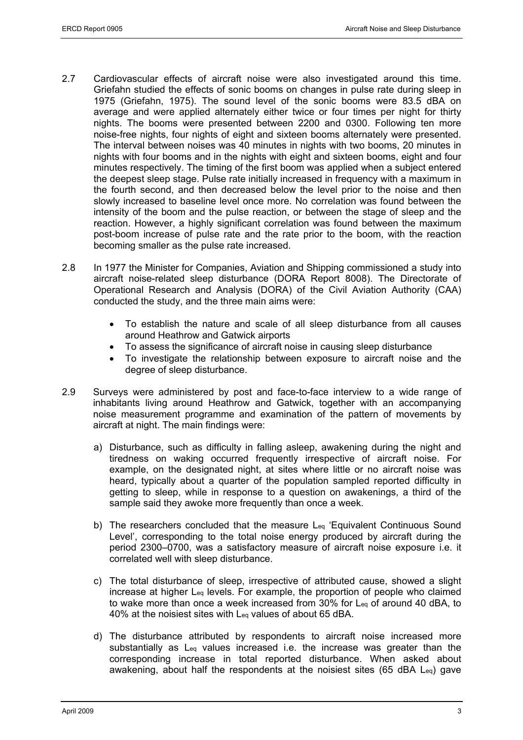2.7 Cardiovascular effects of aircraft noise were also investigated around this time. Griefahn studied the effects of sonic booms on changes in pulse rate during sleep in 1975 (Griefahn, 1975). The sound level of the sonic booms were 83.5 dBA on average and were applied alternately either twice or four times per night for thirty nights. The booms were presented between 2200 and 0300. Following ten more noise-free nights, four nights of eight and sixteen booms alternately were presented. The interval between noises was 40 minutes in nights with two booms, 20 minutes in nights with four booms and in the nights with eight and sixteen booms, eight and four minutes respectively. The timing of the first boom was applied when a subject entered the deepest sleep stage. Pulse rate initially increased in frequency with a maximum in the fourth second, and then decreased below the level prior to the noise and then slowly increased to baseline level once more. No correlation was found between the intensity of the boom and the pulse reaction, or between the stage of sleep and the reaction. However, a highly significant correlation was found between the maximum post-boom increase of pulse rate and the rate prior to the boom, with the reaction becoming smaller as the pulse rate increased.

2.8 In 1977 the Minister for Companies, Aviation and Shipping commissioned a study into aircraft noise-related sleep disturbance (DORA Report 8008). The Directorate of Operational Research and Analysis (DORA) of the Civil Aviation Authority (CAA) conducted the study, and the three main aims were:

- To establish the nature and scale of all sleep disturbance from all causes around Heathrow and Gatwick airports
- To assess the significance of aircraft noise in causing sleep disturbance
- To investigate the relationship between exposure to aircraft noise and the degree of sleep disturbance.

2.9 Surveys were administered by post and face-to-face interview to a wide range of inhabitants living around Heathrow and Gatwick, together with an accompanying noise measurement programme and examination of the pattern of movements by aircraft at night. The main findings were:

a) Disturbance, such as difficulty in falling asleep, awakening during the night and tiredness on waking occurred frequently irrespective of aircraft noise. For example, on the designated night, at sites where little or no aircraft noise was heard, typically about a quarter of the population sampled reported difficulty in getting to sleep, while in response to a question on awakenings, a third of the sample said they awoke more frequently than once a week.

b) The researchers concluded that the measure $L_{eq}$ 'Equivalent Continuous Sound Level', corresponding to the total noise energy produced by aircraft during the period 2300–0700, was a satisfactory measure of aircraft noise exposure i.e. it correlated well with sleep disturbance.

c) The total disturbance of sleep, irrespective of attributed cause, showed a slight increase at higher $L_{eq}$ levels. For example, the proportion of people who claimed to wake more than once a week increased from 30% for $L_{eq}$ of around 40 dBA, to 40% at the noisiest sites with $L_{eq}$ values of about 65 dBA.

d) The disturbance attributed by respondents to aircraft noise increased more substantially as $L_{eq}$ values increased i.e. the increase was greater than the corresponding increase in total reported disturbance. When asked about awakening, about half the respondents at the noisiest sites (65 dBA $L_{eq}$) gave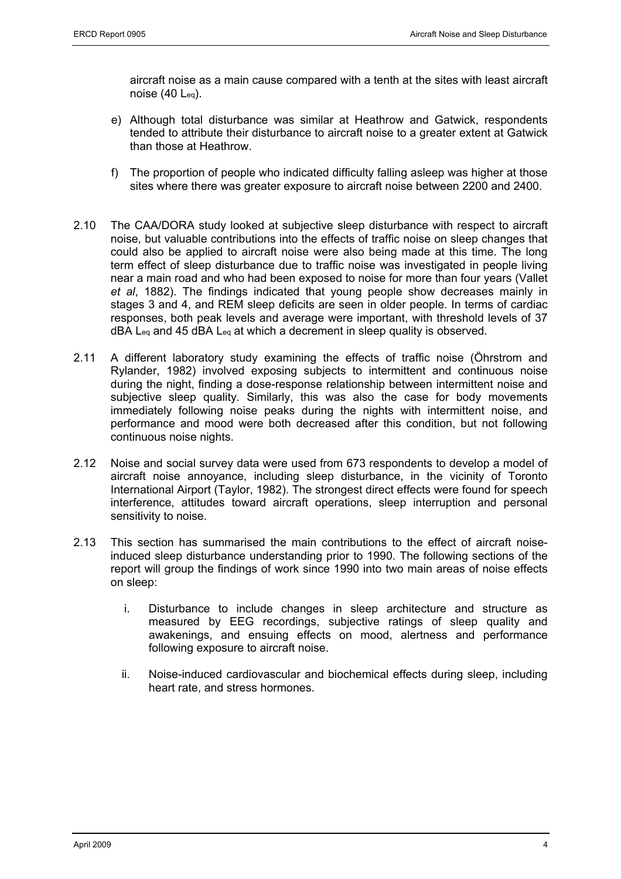aircraft noise as a main cause compared with a tenth at the sites with least aircraft noise (40 $L_{eq}$).

e) Although total disturbance was similar at Heathrow and Gatwick, respondents tended to attribute their disturbance to aircraft noise to a greater extent at Gatwick than those at Heathrow.

f) The proportion of people who indicated difficulty falling asleep was higher at those sites where there was greater exposure to aircraft noise between 2200 and 2400.

2.10 The CAA/DORA study looked at subjective sleep disturbance with respect to aircraft noise, but valuable contributions into the effects of traffic noise on sleep changes that could also be applied to aircraft noise were also being made at this time. The long term effect of sleep disturbance due to traffic noise was investigated in people living near a main road and who had been exposed to noise for more than four years (Vallet *et al*, 1882). The findings indicated that young people show decreases mainly in stages 3 and 4, and REM sleep deficits are seen in older people. In terms of cardiac responses, both peak levels and average were important, with threshold levels of 37 dBA $L_{eq}$ and 45 dBA $L_{eq}$ at which a decrement in sleep quality is observed.

2.11 A different laboratory study examining the effects of traffic noise (Öhrstrom and Rylander, 1982) involved exposing subjects to intermittent and continuous noise during the night, finding a dose-response relationship between intermittent noise and subjective sleep quality. Similarly, this was also the case for body movements immediately following noise peaks during the nights with intermittent noise, and performance and mood were both decreased after this condition, but not following continuous noise nights.

2.12 Noise and social survey data were used from 673 respondents to develop a model of aircraft noise annoyance, including sleep disturbance, in the vicinity of Toronto International Airport (Taylor, 1982). The strongest direct effects were found for speech interference, attitudes toward aircraft operations, sleep interruption and personal sensitivity to noise.

2.13 This section has summarised the main contributions to the effect of aircraft noise-induced sleep disturbance understanding prior to 1990. The following sections of the report will group the findings of work since 1990 into two main areas of noise effects on sleep:

i. Disturbance to include changes in sleep architecture and structure as measured by EEG recordings, subjective ratings of sleep quality and awakenings, and ensuing effects on mood, alertness and performance following exposure to aircraft noise.

ii. Noise-induced cardiovascular and biochemical effects during sleep, including heart rate, and stress hormones.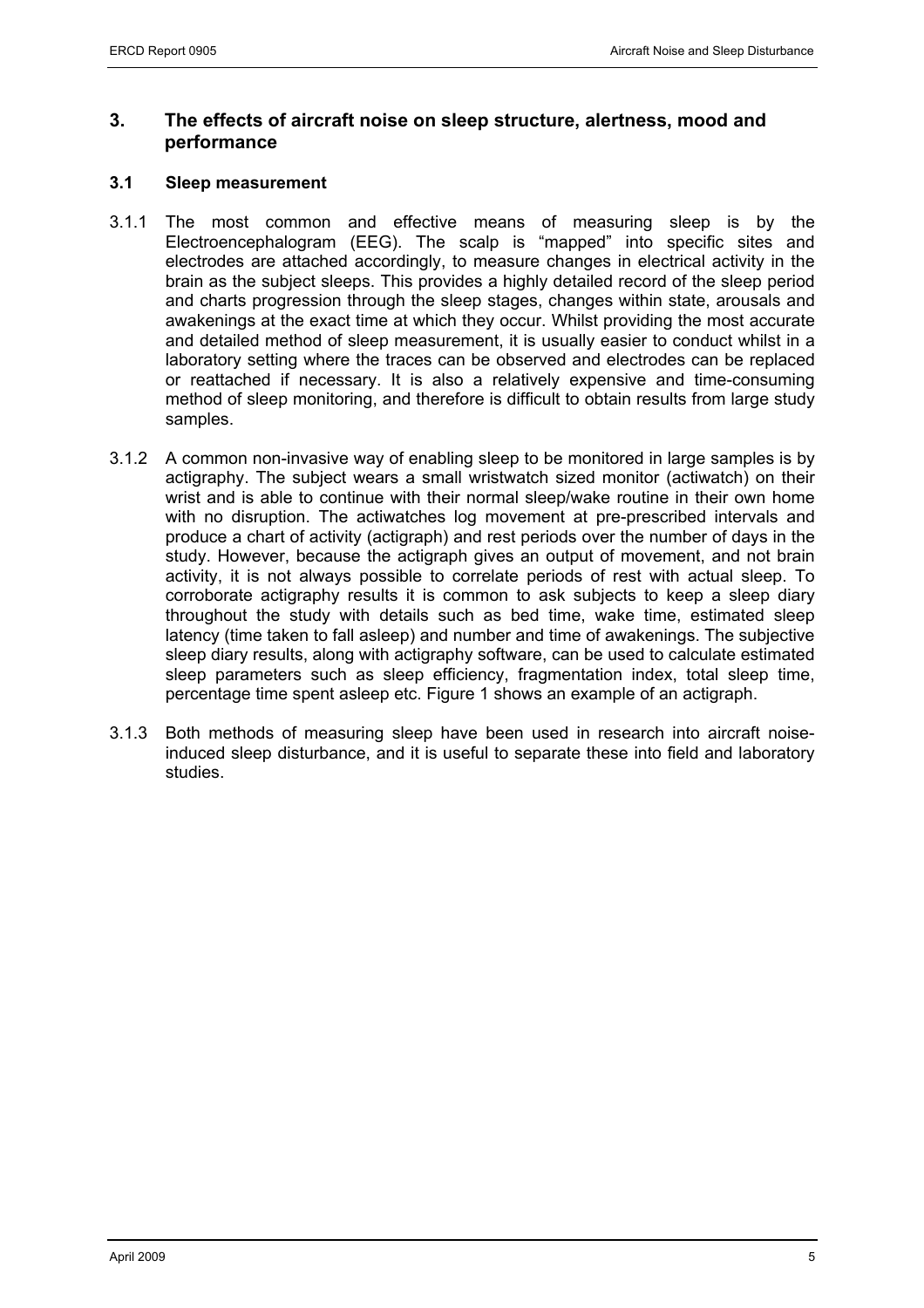## 3. The effects of aircraft noise on sleep structure, alertness, mood and performance

### 3.1 Sleep measurement

3.1.1 The most common and effective means of measuring sleep is by the Electroencephalogram (EEG). The scalp is "mapped" into specific sites and electrodes are attached accordingly, to measure changes in electrical activity in the brain as the subject sleeps. This provides a highly detailed record of the sleep period and charts progression through the sleep stages, changes within state, arousals and awakenings at the exact time at which they occur. Whilst providing the most accurate and detailed method of sleep measurement, it is usually easier to conduct whilst in a laboratory setting where the traces can be observed and electrodes can be replaced or reattached if necessary. It is also a relatively expensive and time-consuming method of sleep monitoring, and therefore is difficult to obtain results from large study samples.

3.1.2 A common non-invasive way of enabling sleep to be monitored in large samples is by actigraphy. The subject wears a small wristwatch sized monitor (actiwatch) on their wrist and is able to continue with their normal sleep/wake routine in their own home with no disruption. The actiwatches log movement at pre-prescribed intervals and produce a chart of activity (actigraph) and rest periods over the number of days in the study. However, because the actigraph gives an output of movement, and not brain activity, it is not always possible to correlate periods of rest with actual sleep. To corroborate actigraphy results it is common to ask subjects to keep a sleep diary throughout the study with details such as bed time, wake time, estimated sleep latency (time taken to fall asleep) and number and time of awakenings. The subjective sleep diary results, along with actigraphy software, can be used to calculate estimated sleep parameters such as sleep efficiency, fragmentation index, total sleep time, percentage time spent asleep etc. Figure 1 shows an example of an actigraph.

3.1.3 Both methods of measuring sleep have been used in research into aircraft noise-induced sleep disturbance, and it is useful to separate these into field and laboratory studies.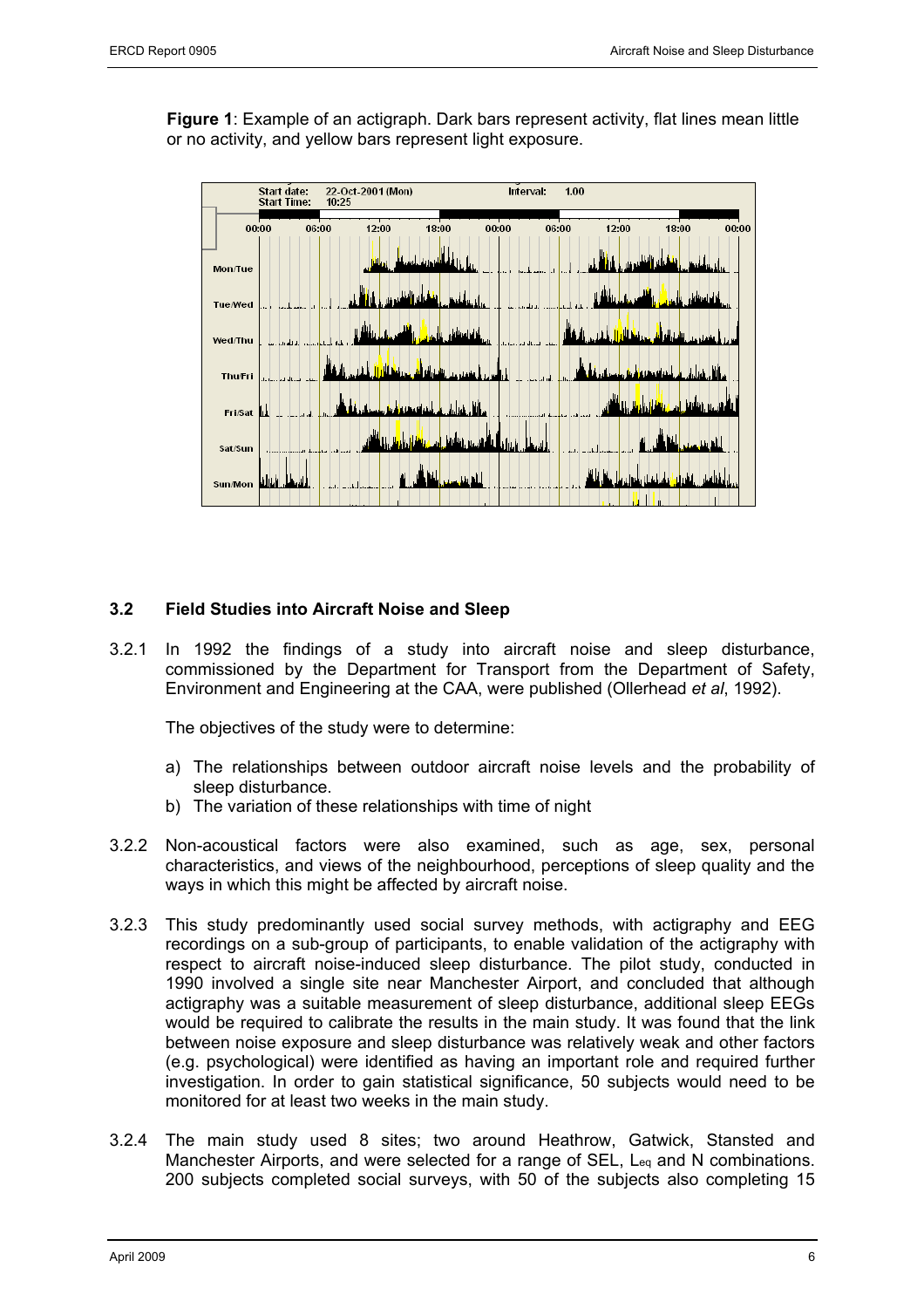**Figure 1**: Example of an actigraph. Dark bars represent activity, flat lines mean little or no activity, and yellow bars represent light exposure.

### 3.2 Field Studies into Aircraft Noise and Sleep

3.2.1 In 1992 the findings of a study into aircraft noise and sleep disturbance, commissioned by the Department for Transport from the Department of Safety, Environment and Engineering at the CAA, were published (Ollerhead *et al*, 1992).

The objectives of the study were to determine:

a) The relationships between outdoor aircraft noise levels and the probability of sleep disturbance.
b) The variation of these relationships with time of night

3.2.2 Non-acoustical factors were also examined, such as age, sex, personal characteristics, and views of the neighbourhood, perceptions of sleep quality and the ways in which this might be affected by aircraft noise.

3.2.3 This study predominantly used social survey methods, with actigraphy and EEG recordings on a sub-group of participants, to enable validation of the actigraphy with respect to aircraft noise-induced sleep disturbance. The pilot study, conducted in 1990 involved a single site near Manchester Airport, and concluded that although actigraphy was a suitable measurement of sleep disturbance, additional sleep EEGs would be required to calibrate the results in the main study. It was found that the link between noise exposure and sleep disturbance was relatively weak and other factors (e.g. psychological) were identified as having an important role and required further investigation. In order to gain statistical significance, 50 subjects would need to be monitored for at least two weeks in the main study.

3.2.4 The main study used 8 sites; two around Heathrow, Gatwick, Stansted and Manchester Airports, and were selected for a range of SEL, $L_{eq}$ and N combinations. 200 subjects completed social surveys, with 50 of the subjects also completing 15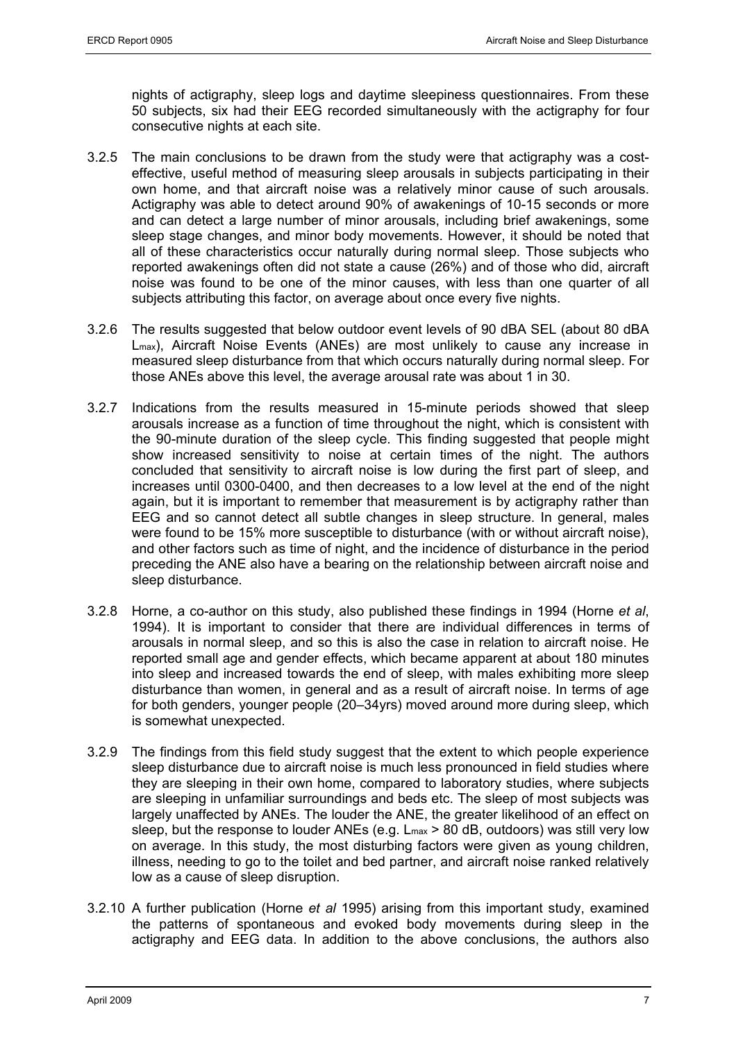nights of actigraphy, sleep logs and daytime sleepiness questionnaires. From these 50 subjects, six had their EEG recorded simultaneously with the actigraphy for four consecutive nights at each site.

3.2.5 The main conclusions to be drawn from the study were that actigraphy was a cost-effective, useful method of measuring sleep arousals in subjects participating in their own home, and that aircraft noise was a relatively minor cause of such arousals. Actigraphy was able to detect around 90% of awakenings of 10-15 seconds or more and can detect a large number of minor arousals, including brief awakenings, some sleep stage changes, and minor body movements. However, it should be noted that all of these characteristics occur naturally during normal sleep. Those subjects who reported awakenings often did not state a cause (26%) and of those who did, aircraft noise was found to be one of the minor causes, with less than one quarter of all subjects attributing this factor, on average about once every five nights.

3.2.6 The results suggested that below outdoor event levels of 90 dBA SEL (about 80 dBA $L_{max}$), Aircraft Noise Events (ANEs) are most unlikely to cause any increase in measured sleep disturbance from that which occurs naturally during normal sleep. For those ANEs above this level, the average arousal rate was about 1 in 30.

3.2.7 Indications from the results measured in 15-minute periods showed that sleep arousals increase as a function of time throughout the night, which is consistent with the 90-minute duration of the sleep cycle. This finding suggested that people might show increased sensitivity to noise at certain times of the night. The authors concluded that sensitivity to aircraft noise is low during the first part of sleep, and increases until 0300-0400, and then decreases to a low level at the end of the night again, but it is important to remember that measurement is by actigraphy rather than EEG and so cannot detect all subtle changes in sleep structure. In general, males were found to be 15% more susceptible to disturbance (with or without aircraft noise), and other factors such as time of night, and the incidence of disturbance in the period preceding the ANE also have a bearing on the relationship between aircraft noise and sleep disturbance.

3.2.8 Horne, a co-author on this study, also published these findings in 1994 (Horne *et al*, 1994). It is important to consider that there are individual differences in terms of arousals in normal sleep, and so this is also the case in relation to aircraft noise. He reported small age and gender effects, which became apparent at about 180 minutes into sleep and increased towards the end of sleep, with males exhibiting more sleep disturbance than women, in general and as a result of aircraft noise. In terms of age for both genders, younger people (20–34yrs) moved around more during sleep, which is somewhat unexpected.

3.2.9 The findings from this field study suggest that the extent to which people experience sleep disturbance due to aircraft noise is much less pronounced in field studies where they are sleeping in their own home, compared to laboratory studies, where subjects are sleeping in unfamiliar surroundings and beds etc. The sleep of most subjects was largely unaffected by ANEs. The louder the ANE, the greater likelihood of an effect on sleep, but the response to louder ANEs (e.g. $L_{max}$ > 80 dB, outdoors) was still very low on average. In this study, the most disturbing factors were given as young children, illness, needing to go to the toilet and bed partner, and aircraft noise ranked relatively low as a cause of sleep disruption.

3.2.10 A further publication (Horne *et al* 1995) arising from this important study, examined the patterns of spontaneous and evoked body movements during sleep in the actigraphy and EEG data. In addition to the above conclusions, the authors also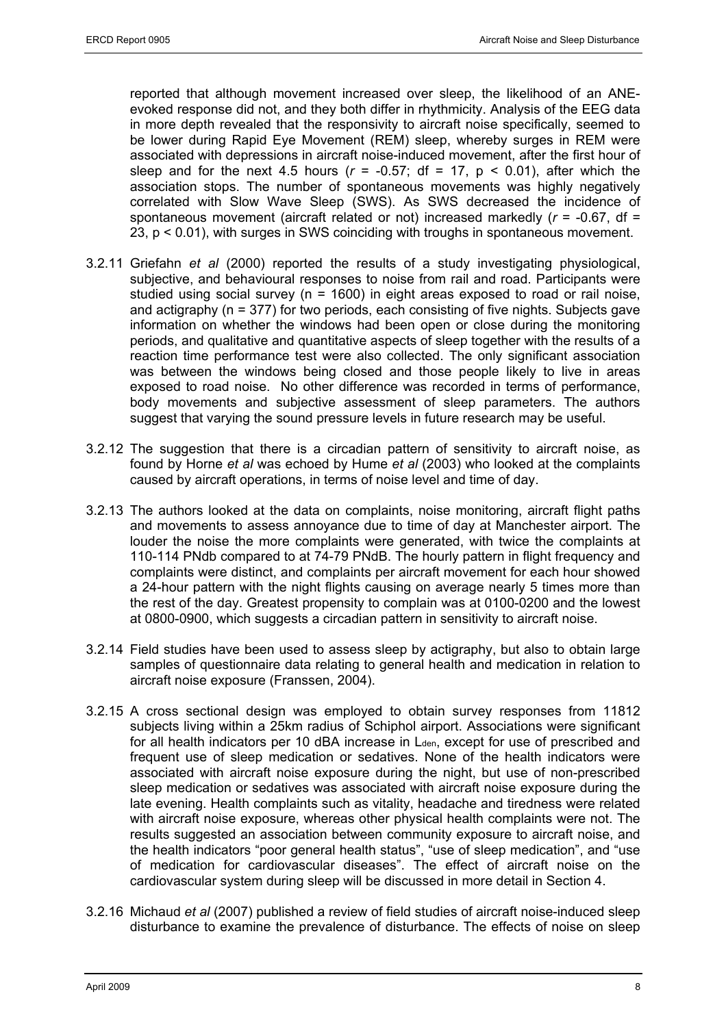reported that although movement increased over sleep, the likelihood of an ANE-evoked response did not, and they both differ in rhythmicity. Analysis of the EEG data in more depth revealed that the responsivity to aircraft noise specifically, seemed to be lower during Rapid Eye Movement (REM) sleep, whereby surges in REM were associated with depressions in aircraft noise-induced movement, after the first hour of sleep and for the next 4.5 hours ($r$ = -0.57; df = 17, $p < 0.01$), after which the association stops. The number of spontaneous movements was highly negatively correlated with Slow Wave Sleep (SWS). As SWS decreased the incidence of spontaneous movement (aircraft related or not) increased markedly ($r$ = -0.67, df = 23, $p < 0.01$), with surges in SWS coinciding with troughs in spontaneous movement.

3.2.11 Griefahn *et al* (2000) reported the results of a study investigating physiological, subjective, and behavioural responses to noise from rail and road. Participants were studied using social survey (n = 1600) in eight areas exposed to road or rail noise, and actigraphy (n = 377) for two periods, each consisting of five nights. Subjects gave information on whether the windows had been open or close during the monitoring periods, and qualitative and quantitative aspects of sleep together with the results of a reaction time performance test were also collected. The only significant association was between the windows being closed and those people likely to live in areas exposed to road noise. No other difference was recorded in terms of performance, body movements and subjective assessment of sleep parameters. The authors suggest that varying the sound pressure levels in future research may be useful.

3.2.12 The suggestion that there is a circadian pattern of sensitivity to aircraft noise, as found by Horne *et al* was echoed by Hume *et al* (2003) who looked at the complaints caused by aircraft operations, in terms of noise level and time of day.

3.2.13 The authors looked at the data on complaints, noise monitoring, aircraft flight paths and movements to assess annoyance due to time of day at Manchester airport. The louder the noise the more complaints were generated, with twice the complaints at 110-114 PNdb compared to at 74-79 PNdB. The hourly pattern in flight frequency and complaints were distinct, and complaints per aircraft movement for each hour showed a 24-hour pattern with the night flights causing on average nearly 5 times more than the rest of the day. Greatest propensity to complain was at 0100-0200 and the lowest at 0800-0900, which suggests a circadian pattern in sensitivity to aircraft noise.

3.2.14 Field studies have been used to assess sleep by actigraphy, but also to obtain large samples of questionnaire data relating to general health and medication in relation to aircraft noise exposure (Franssen, 2004).

3.2.15 A cross sectional design was employed to obtain survey responses from 11812 subjects living within a 25km radius of Schiphol airport. Associations were significant for all health indicators per 10 dBA increase in $L_{den}$, except for use of prescribed and frequent use of sleep medication or sedatives. None of the health indicators were associated with aircraft noise exposure during the night, but use of non-prescribed sleep medication or sedatives was associated with aircraft noise exposure during the late evening. Health complaints such as vitality, headache and tiredness were related with aircraft noise exposure, whereas other physical health complaints were not. The results suggested an association between community exposure to aircraft noise, and the health indicators "poor general health status", "use of sleep medication", and "use of medication for cardiovascular diseases". The effect of aircraft noise on the cardiovascular system during sleep will be discussed in more detail in Section 4.

3.2.16 Michaud *et al* (2007) published a review of field studies of aircraft noise-induced sleep disturbance to examine the prevalence of disturbance. The effects of noise on sleep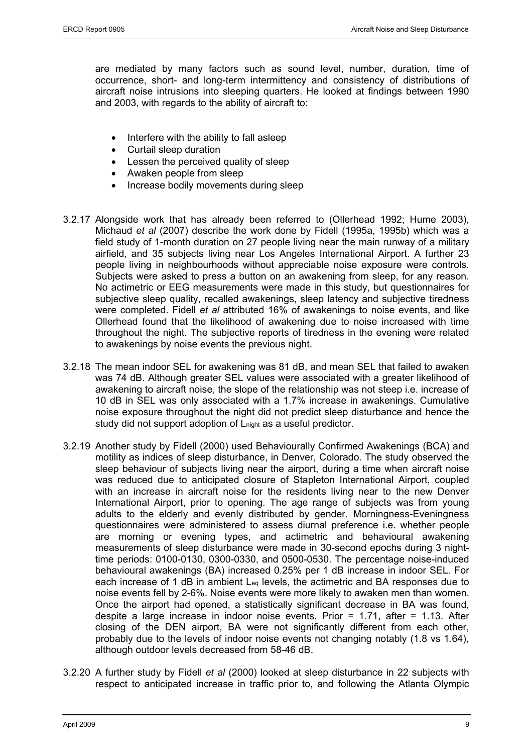are mediated by many factors such as sound level, number, duration, time of occurrence, short- and long-term intermittency and consistency of distributions of aircraft noise intrusions into sleeping quarters. He looked at findings between 1990 and 2003, with regards to the ability of aircraft to:

- Interfere with the ability to fall asleep
- Curtail sleep duration
- Lessen the perceived quality of sleep
- Awaken people from sleep
- Increase bodily movements during sleep

3.2.17 Alongside work that has already been referred to (Ollerhead 1992; Hume 2003), Michaud *et al* (2007) describe the work done by Fidell (1995a, 1995b) which was a field study of 1-month duration on 27 people living near the main runway of a military airfield, and 35 subjects living near Los Angeles International Airport. A further 23 people living in neighbourhoods without appreciable noise exposure were controls. Subjects were asked to press a button on an awakening from sleep, for any reason. No actimetric or EEG measurements were made in this study, but questionnaires for subjective sleep quality, recalled awakenings, sleep latency and subjective tiredness were completed. Fidell *et al* attributed 16% of awakenings to noise events, and like Ollerhead found that the likelihood of awakening due to noise increased with time throughout the night. The subjective reports of tiredness in the evening were related to awakenings by noise events the previous night.

3.2.18 The mean indoor SEL for awakening was 81 dB, and mean SEL that failed to awaken was 74 dB. Although greater SEL values were associated with a greater likelihood of awakening to aircraft noise, the slope of the relationship was not steep i.e. increase of 10 dB in SEL was only associated with a 1.7% increase in awakenings. Cumulative noise exposure throughout the night did not predict sleep disturbance and hence the study did not support adoption of $L_{night}$ as a useful predictor.

3.2.19 Another study by Fidell (2000) used Behaviourally Confirmed Awakenings (BCA) and motility as indices of sleep disturbance, in Denver, Colorado. The study observed the sleep behaviour of subjects living near the airport, during a time when aircraft noise was reduced due to anticipated closure of Stapleton International Airport, coupled with an increase in aircraft noise for the residents living near to the new Denver International Airport, prior to opening. The age range of subjects was from young adults to the elderly and evenly distributed by gender. Morningness-Eveningness questionnaires were administered to assess diurnal preference i.e. whether people are morning or evening types, and actimetric and behavioural awakening measurements of sleep disturbance were made in 30-second epochs during 3 night-time periods: 0100-0130, 0300-0330, and 0500-0530. The percentage noise-induced behavioural awakenings (BA) increased 0.25% per 1 dB increase in indoor SEL. For each increase of 1 dB in ambient $L_{eq}$ levels, the actimetric and BA responses due to noise events fell by 2-6%. Noise events were more likely to awaken men than women. Once the airport had opened, a statistically significant decrease in BA was found, despite a large increase in indoor noise events. Prior = 1.71, after = 1.13. After closing of the DEN airport, BA were not significantly different from each other, probably due to the levels of indoor noise events not changing notably (1.8 vs 1.64), although outdoor levels decreased from 58-46 dB.

3.2.20 A further study by Fidell *et al* (2000) looked at sleep disturbance in 22 subjects with respect to anticipated increase in traffic prior to, and following the Atlanta Olympic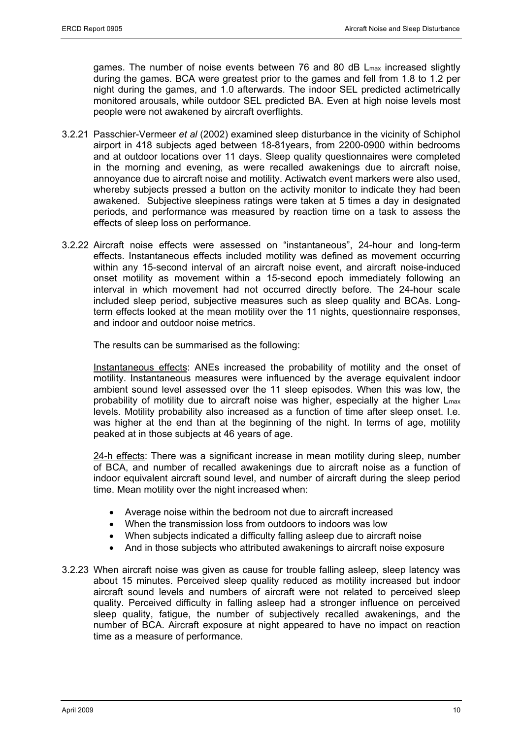games. The number of noise events between 76 and 80 dB $L_{max}$ increased slightly during the games. BCA were greatest prior to the games and fell from 1.8 to 1.2 per night during the games, and 1.0 afterwards. The indoor SEL predicted actimetrically monitored arousals, while outdoor SEL predicted BA. Even at high noise levels most people were not awakened by aircraft overflights.

3.2.21 Passchier-Vermeer *et al* (2002) examined sleep disturbance in the vicinity of Schiphol airport in 418 subjects aged between 18-81years, from 2200-0900 within bedrooms and at outdoor locations over 11 days. Sleep quality questionnaires were completed in the morning and evening, as were recalled awakenings due to aircraft noise, annoyance due to aircraft noise and motility. Actiwatch event markers were also used, whereby subjects pressed a button on the activity monitor to indicate they had been awakened. Subjective sleepiness ratings were taken at 5 times a day in designated periods, and performance was measured by reaction time on a task to assess the effects of sleep loss on performance.

3.2.22 Aircraft noise effects were assessed on "instantaneous", 24-hour and long-term effects. Instantaneous effects included motility was defined as movement occurring within any 15-second interval of an aircraft noise event, and aircraft noise-induced onset motility as movement within a 15-second epoch immediately following an interval in which movement had not occurred directly before. The 24-hour scale included sleep period, subjective measures such as sleep quality and BCAs. Long-term effects looked at the mean motility over the 11 nights, questionnaire responses, and indoor and outdoor noise metrics.

The results can be summarised as the following:

Instantaneous effects: ANEs increased the probability of motility and the onset of motility. Instantaneous measures were influenced by the average equivalent indoor ambient sound level assessed over the 11 sleep episodes. When this was low, the probability of motility due to aircraft noise was higher, especially at the higher $L_{max}$ levels. Motility probability also increased as a function of time after sleep onset. I.e. was higher at the end than at the beginning of the night. In terms of age, motility peaked at in those subjects at 46 years of age.

24-h effects: There was a significant increase in mean motility during sleep, number of BCA, and number of recalled awakenings due to aircraft noise as a function of indoor equivalent aircraft sound level, and number of aircraft during the sleep period time. Mean motility over the night increased when:

- Average noise within the bedroom not due to aircraft increased
- When the transmission loss from outdoors to indoors was low
- When subjects indicated a difficulty falling asleep due to aircraft noise
- And in those subjects who attributed awakenings to aircraft noise exposure

3.2.23 When aircraft noise was given as cause for trouble falling asleep, sleep latency was about 15 minutes. Perceived sleep quality reduced as motility increased but indoor aircraft sound levels and numbers of aircraft were not related to perceived sleep quality. Perceived difficulty in falling asleep had a stronger influence on perceived sleep quality, fatigue, the number of subjectively recalled awakenings, and the number of BCA. Aircraft exposure at night appeared to have no impact on reaction time as a measure of performance.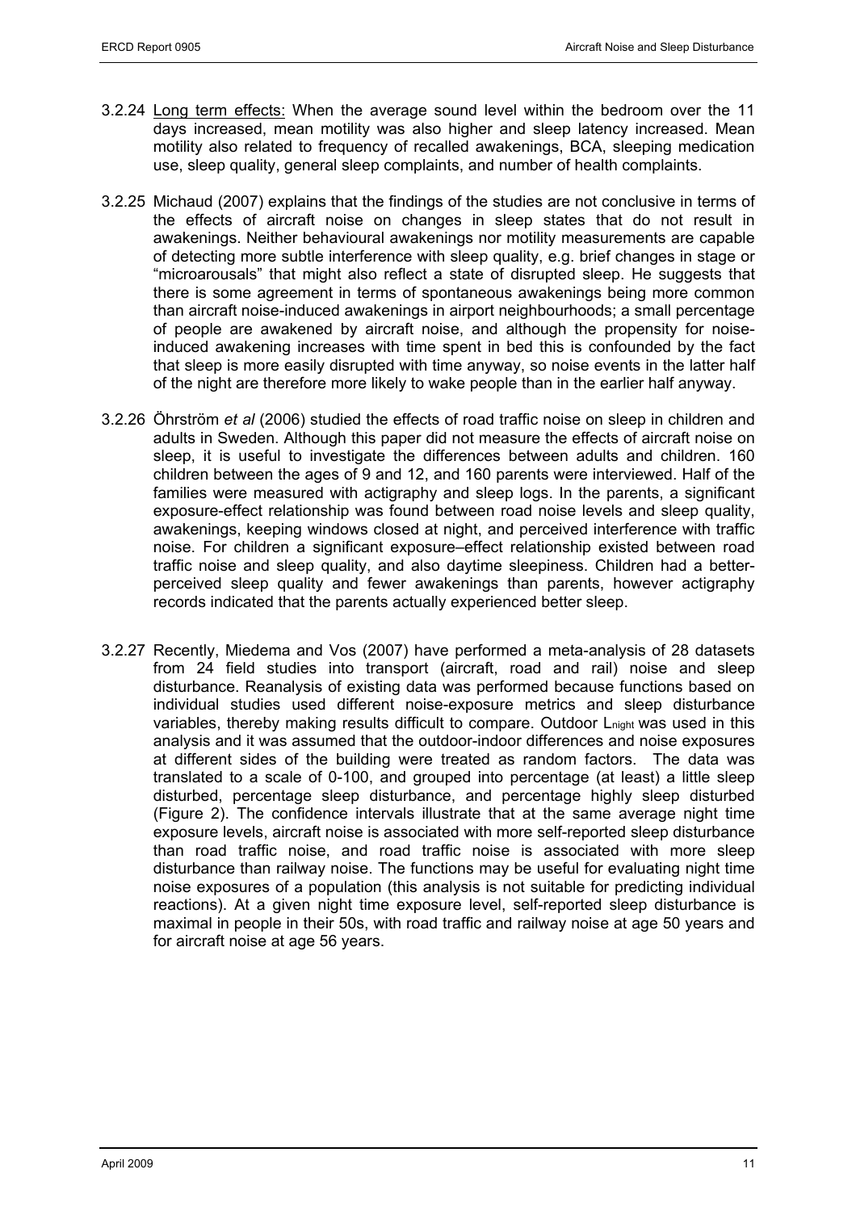3.2.24 Long term effects: When the average sound level within the bedroom over the 11 days increased, mean motility was also higher and sleep latency increased. Mean motility also related to frequency of recalled awakenings, BCA, sleeping medication use, sleep quality, general sleep complaints, and number of health complaints.

3.2.25 Michaud (2007) explains that the findings of the studies are not conclusive in terms of the effects of aircraft noise on changes in sleep states that do not result in awakenings. Neither behavioural awakenings nor motility measurements are capable of detecting more subtle interference with sleep quality, e.g. brief changes in stage or "microarousals" that might also reflect a state of disrupted sleep. He suggests that there is some agreement in terms of spontaneous awakenings being more common than aircraft noise-induced awakenings in airport neighbourhoods; a small percentage of people are awakened by aircraft noise, and although the propensity for noise-induced awakening increases with time spent in bed this is confounded by the fact that sleep is more easily disrupted with time anyway, so noise events in the latter half of the night are therefore more likely to wake people than in the earlier half anyway.

3.2.26 Öhrström *et al* (2006) studied the effects of road traffic noise on sleep in children and adults in Sweden. Although this paper did not measure the effects of aircraft noise on sleep, it is useful to investigate the differences between adults and children. 160 children between the ages of 9 and 12, and 160 parents were interviewed. Half of the families were measured with actigraphy and sleep logs. In the parents, a significant exposure-effect relationship was found between road noise levels and sleep quality, awakenings, keeping windows closed at night, and perceived interference with traffic noise. For children a significant exposure–effect relationship existed between road traffic noise and sleep quality, and also daytime sleepiness. Children had a better-perceived sleep quality and fewer awakenings than parents, however actigraphy records indicated that the parents actually experienced better sleep.

3.2.27 Recently, Miedema and Vos (2007) have performed a meta-analysis of 28 datasets from 24 field studies into transport (aircraft, road and rail) noise and sleep disturbance. Reanalysis of existing data was performed because functions based on individual studies used different noise-exposure metrics and sleep disturbance variables, thereby making results difficult to compare. Outdoor $L_{night}$ was used in this analysis and it was assumed that the outdoor-indoor differences and noise exposures at different sides of the building were treated as random factors. The data was translated to a scale of 0-100, and grouped into percentage (at least) a little sleep disturbed, percentage sleep disturbance, and percentage highly sleep disturbed (Figure 2). The confidence intervals illustrate that at the same average night time exposure levels, aircraft noise is associated with more self-reported sleep disturbance than road traffic noise, and road traffic noise is associated with more sleep disturbance than railway noise. The functions may be useful for evaluating night time noise exposures of a population (this analysis is not suitable for predicting individual reactions). At a given night time exposure level, self-reported sleep disturbance is maximal in people in their 50s, with road traffic and railway noise at age 50 years and for aircraft noise at age 56 years.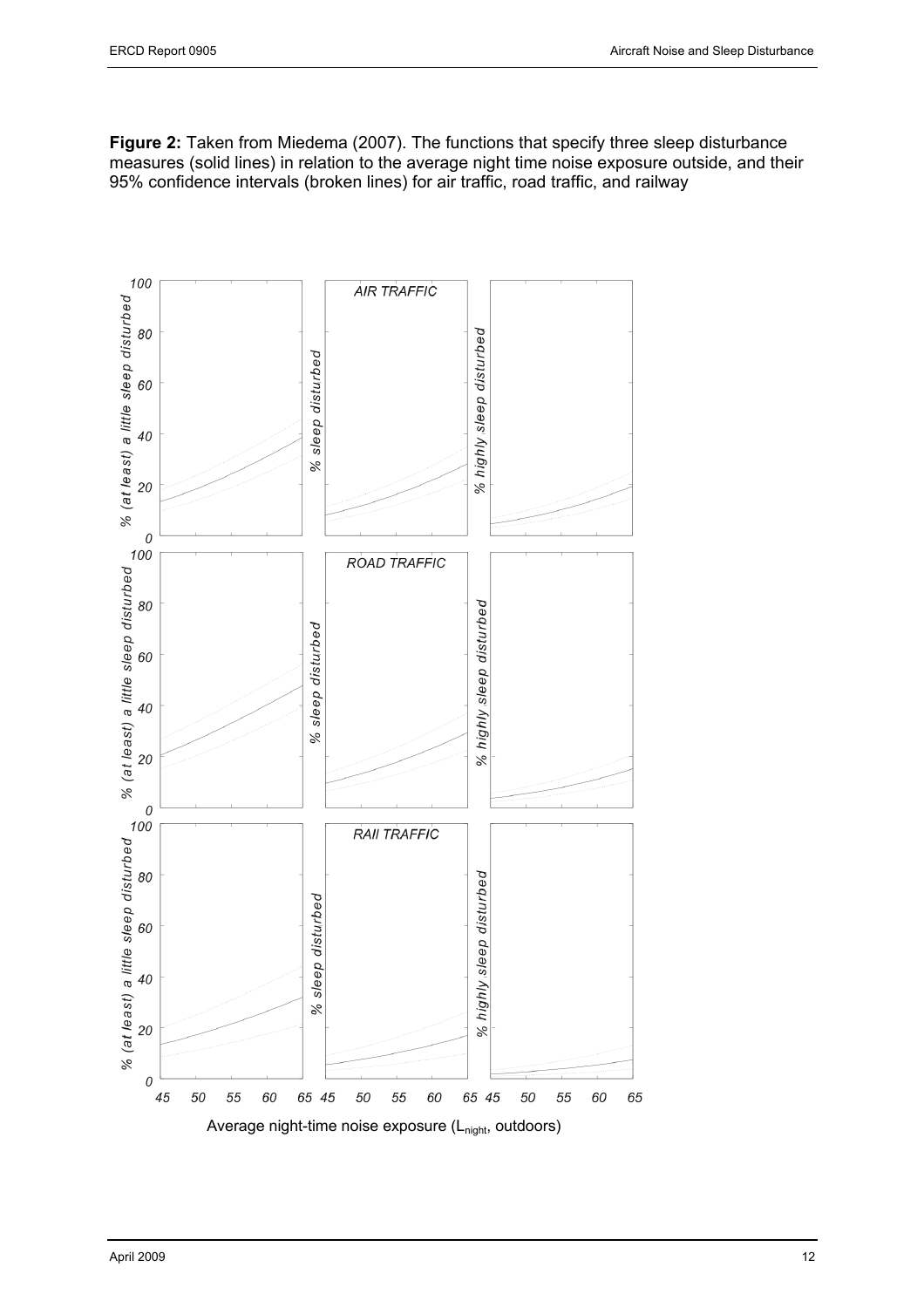**Figure 2:** Taken from Miedema (2007). The functions that specify three sleep disturbance measures (solid lines) in relation to the average night time noise exposure outside, and their 95% confidence intervals (broken lines) for air traffic, road traffic, and railway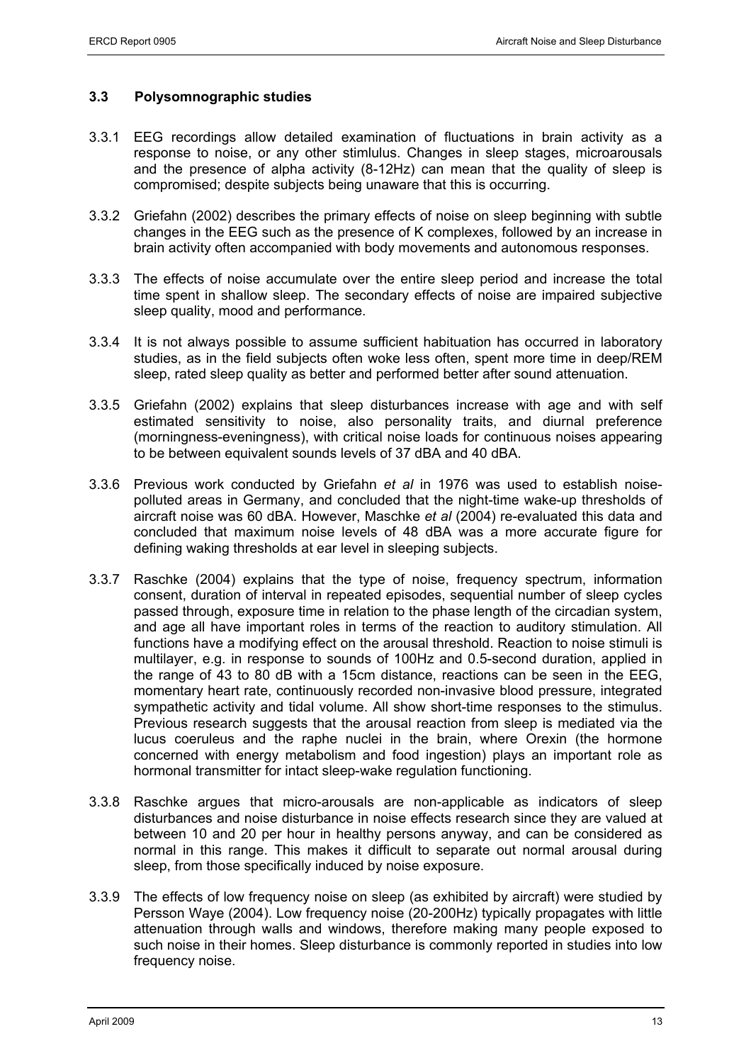### 3.3 Polysomnographic studies

3.3.1 EEG recordings allow detailed examination of fluctuations in brain activity as a response to noise, or any other stimlulus. Changes in sleep stages, microarousals and the presence of alpha activity (8-12Hz) can mean that the quality of sleep is compromised; despite subjects being unaware that this is occurring.

3.3.2 Griefahn (2002) describes the primary effects of noise on sleep beginning with subtle changes in the EEG such as the presence of K complexes, followed by an increase in brain activity often accompanied with body movements and autonomous responses.

3.3.3 The effects of noise accumulate over the entire sleep period and increase the total time spent in shallow sleep. The secondary effects of noise are impaired subjective sleep quality, mood and performance.

3.3.4 It is not always possible to assume sufficient habituation has occurred in laboratory studies, as in the field subjects often woke less often, spent more time in deep/REM sleep, rated sleep quality as better and performed better after sound attenuation.

3.3.5 Griefahn (2002) explains that sleep disturbances increase with age and with self estimated sensitivity to noise, also personality traits, and diurnal preference (morningness-eveningness), with critical noise loads for continuous noises appearing to be between equivalent sounds levels of 37 dBA and 40 dBA.

3.3.6 Previous work conducted by Griefahn *et al* in 1976 was used to establish noise-polluted areas in Germany, and concluded that the night-time wake-up thresholds of aircraft noise was 60 dBA. However, Maschke *et al* (2004) re-evaluated this data and concluded that maximum noise levels of 48 dBA was a more accurate figure for defining waking thresholds at ear level in sleeping subjects.

3.3.7 Raschke (2004) explains that the type of noise, frequency spectrum, information consent, duration of interval in repeated episodes, sequential number of sleep cycles passed through, exposure time in relation to the phase length of the circadian system, and age all have important roles in terms of the reaction to auditory stimulation. All functions have a modifying effect on the arousal threshold. Reaction to noise stimuli is multilayer, e.g. in response to sounds of 100Hz and 0.5-second duration, applied in the range of 43 to 80 dB with a 15cm distance, reactions can be seen in the EEG, momentary heart rate, continuously recorded non-invasive blood pressure, integrated sympathetic activity and tidal volume. All show short-time responses to the stimulus. Previous research suggests that the arousal reaction from sleep is mediated via the lucus coeruleus and the raphe nuclei in the brain, where Orexin (the hormone concerned with energy metabolism and food ingestion) plays an important role as hormonal transmitter for intact sleep-wake regulation functioning.

3.3.8 Raschke argues that micro-arousals are non-applicable as indicators of sleep disturbances and noise disturbance in noise effects research since they are valued at between 10 and 20 per hour in healthy persons anyway, and can be considered as normal in this range. This makes it difficult to separate out normal arousal during sleep, from those specifically induced by noise exposure.

3.3.9 The effects of low frequency noise on sleep (as exhibited by aircraft) were studied by Persson Waye (2004). Low frequency noise (20-200Hz) typically propagates with little attenuation through walls and windows, therefore making many people exposed to such noise in their homes. Sleep disturbance is commonly reported in studies into low frequency noise.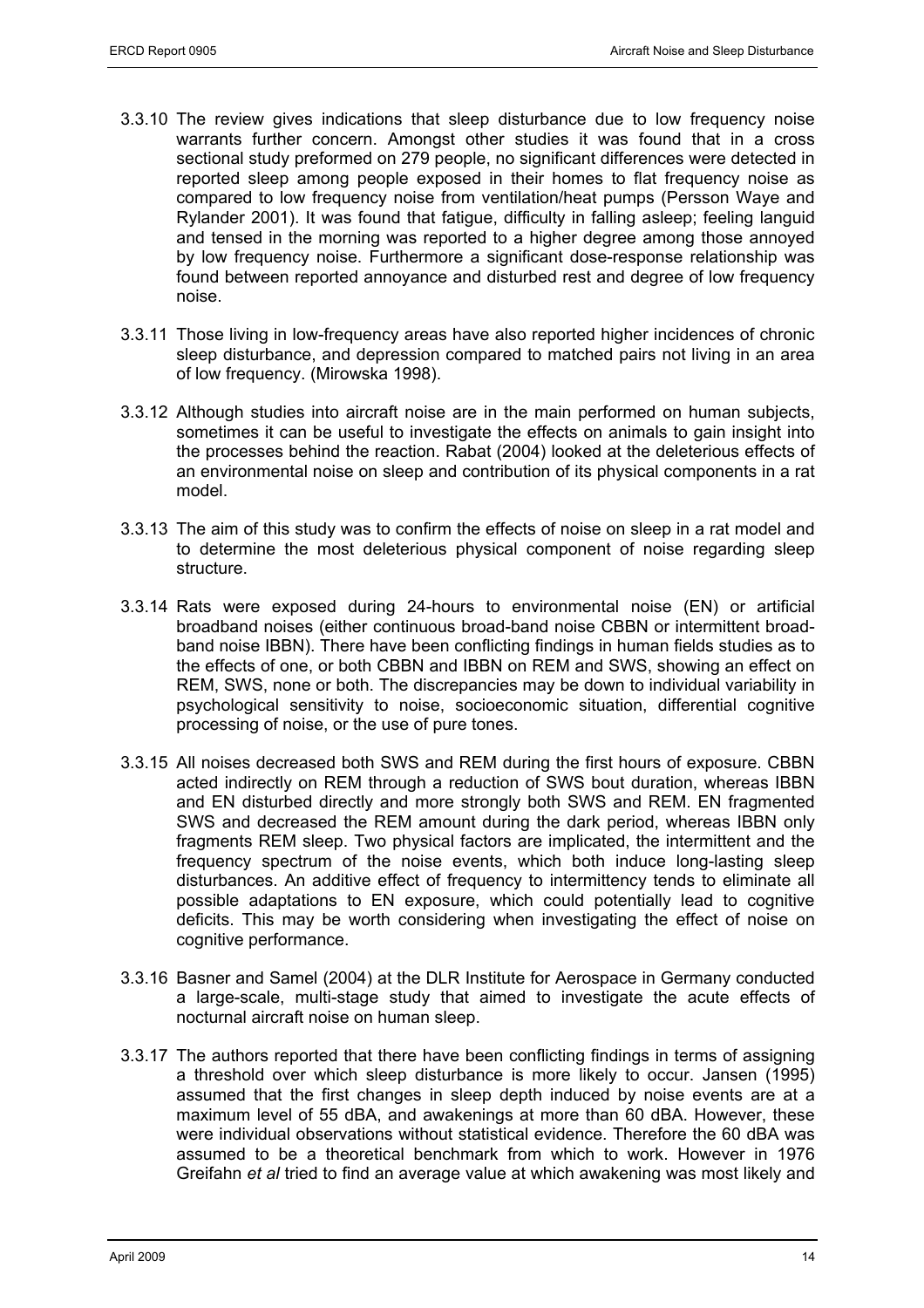3.3.10 The review gives indications that sleep disturbance due to low frequency noise warrants further concern. Amongst other studies it was found that in a cross sectional study preformed on 279 people, no significant differences were detected in reported sleep among people exposed in their homes to flat frequency noise as compared to low frequency noise from ventilation/heat pumps (Persson Waye and Rylander 2001). It was found that fatigue, difficulty in falling asleep; feeling languid and tensed in the morning was reported to a higher degree among those annoyed by low frequency noise. Furthermore a significant dose-response relationship was found between reported annoyance and disturbed rest and degree of low frequency noise.

3.3.11 Those living in low-frequency areas have also reported higher incidences of chronic sleep disturbance, and depression compared to matched pairs not living in an area of low frequency. (Mirowska 1998).

3.3.12 Although studies into aircraft noise are in the main performed on human subjects, sometimes it can be useful to investigate the effects on animals to gain insight into the processes behind the reaction. Rabat (2004) looked at the deleterious effects of an environmental noise on sleep and contribution of its physical components in a rat model.

3.3.13 The aim of this study was to confirm the effects of noise on sleep in a rat model and to determine the most deleterious physical component of noise regarding sleep structure.

3.3.14 Rats were exposed during 24-hours to environmental noise (EN) or artificial broadband noises (either continuous broad-band noise CBBN or intermittent broad-band noise IBBN). There have been conflicting findings in human fields studies as to the effects of one, or both CBBN and IBBN on REM and SWS, showing an effect on REM, SWS, none or both. The discrepancies may be down to individual variability in psychological sensitivity to noise, socioeconomic situation, differential cognitive processing of noise, or the use of pure tones.

3.3.15 All noises decreased both SWS and REM during the first hours of exposure. CBBN acted indirectly on REM through a reduction of SWS bout duration, whereas IBBN and EN disturbed directly and more strongly both SWS and REM. EN fragmented SWS and decreased the REM amount during the dark period, whereas IBBN only fragments REM sleep. Two physical factors are implicated, the intermittent and the frequency spectrum of the noise events, which both induce long-lasting sleep disturbances. An additive effect of frequency to intermittency tends to eliminate all possible adaptations to EN exposure, which could potentially lead to cognitive deficits. This may be worth considering when investigating the effect of noise on cognitive performance.

3.3.16 Basner and Samel (2004) at the DLR Institute for Aerospace in Germany conducted a large-scale, multi-stage study that aimed to investigate the acute effects of nocturnal aircraft noise on human sleep.

3.3.17 The authors reported that there have been conflicting findings in terms of assigning a threshold over which sleep disturbance is more likely to occur. Jansen (1995) assumed that the first changes in sleep depth induced by noise events are at a maximum level of 55 dBA, and awakenings at more than 60 dBA. However, these were individual observations without statistical evidence. Therefore the 60 dBA was assumed to be a theoretical benchmark from which to work. However in 1976 Greifahn *et al* tried to find an average value at which awakening was most likely and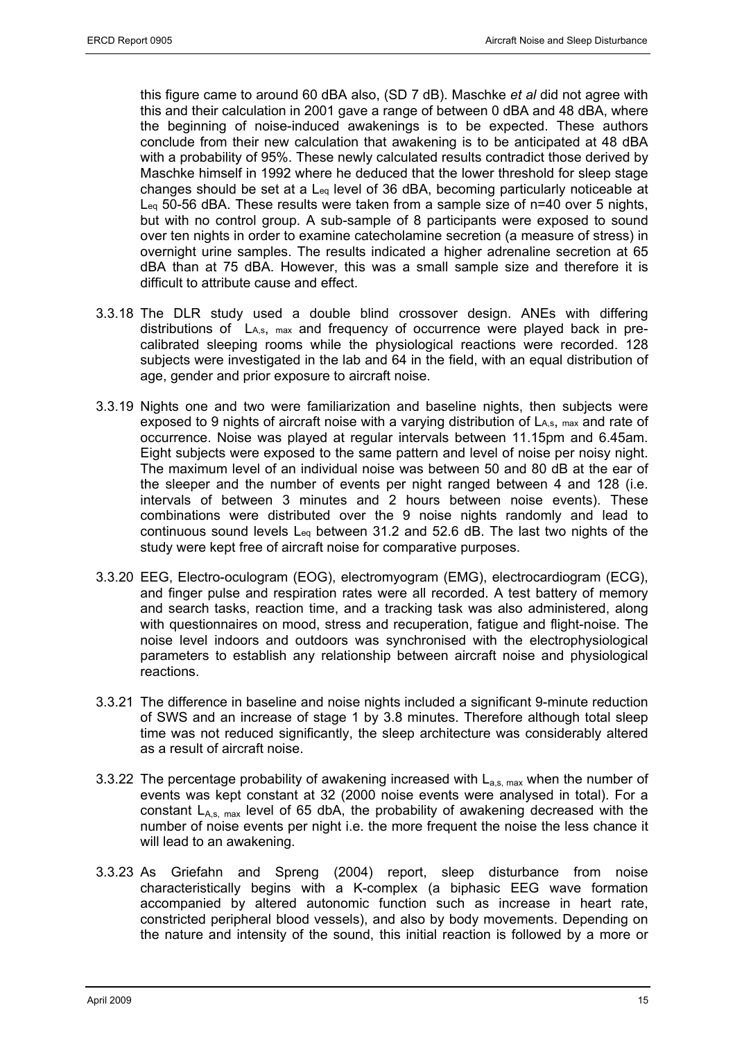this figure came to around 60 dBA also, (SD 7 dB). Maschke *et al* did not agree with this and their calculation in 2001 gave a range of between 0 dBA and 48 dBA, where the beginning of noise-induced awakenings is to be expected. These authors conclude from their new calculation that awakening is to be anticipated at 48 dBA with a probability of 95%. These newly calculated results contradict those derived by Maschke himself in 1992 where he deduced that the lower threshold for sleep stage changes should be set at a $L_{eq}$ level of 36 dBA, becoming particularly noticeable at $L_{eq}$ 50-56 dBA. These results were taken from a sample size of n=40 over 5 nights, but with no control group. A sub-sample of 8 participants were exposed to sound over ten nights in order to examine catecholamine secretion (a measure of stress) in overnight urine samples. The results indicated a higher adrenaline secretion at 65 dBA than at 75 dBA. However, this was a small sample size and therefore it is difficult to attribute cause and effect.

3.3.18 The DLR study used a double blind crossover design. ANEs with differing distributions of $L_{A,s,\ max}$ and frequency of occurrence were played back in pre-calibrated sleeping rooms while the physiological reactions were recorded. 128 subjects were investigated in the lab and 64 in the field, with an equal distribution of age, gender and prior exposure to aircraft noise.

3.3.19 Nights one and two were familiarization and baseline nights, then subjects were exposed to 9 nights of aircraft noise with a varying distribution of $L_{A,s,\ max}$ and rate of occurrence. Noise was played at regular intervals between 11.15pm and 6.45am. Eight subjects were exposed to the same pattern and level of noise per noisy night. The maximum level of an individual noise was between 50 and 80 dB at the ear of the sleeper and the number of events per night ranged between 4 and 128 (i.e. intervals of between 3 minutes and 2 hours between noise events). These combinations were distributed over the 9 noise nights randomly and lead to continuous sound levels $L_{eq}$ between 31.2 and 52.6 dB. The last two nights of the study were kept free of aircraft noise for comparative purposes.

3.3.20 EEG, Electro-oculogram (EOG), electromyogram (EMG), electrocardiogram (ECG), and finger pulse and respiration rates were all recorded. A test battery of memory and search tasks, reaction time, and a tracking task was also administered, along with questionnaires on mood, stress and recuperation, fatigue and flight-noise. The noise level indoors and outdoors was synchronised with the electrophysiological parameters to establish any relationship between aircraft noise and physiological reactions.

3.3.21 The difference in baseline and noise nights included a significant 9-minute reduction of SWS and an increase of stage 1 by 3.8 minutes. Therefore although total sleep time was not reduced significantly, the sleep architecture was considerably altered as a result of aircraft noise.

3.3.22 The percentage probability of awakening increased with $L_{a,s,\ max}$ when the number of events was kept constant at 32 (2000 noise events were analysed in total). For a constant $L_{A,s,\ max}$ level of 65 dbA, the probability of awakening decreased with the number of noise events per night i.e. the more frequent the noise the less chance it will lead to an awakening.

3.3.23 As Griefahn and Spreng (2004) report, sleep disturbance from noise characteristically begins with a K-complex (a biphasic EEG wave formation accompanied by altered autonomic function such as increase in heart rate, constricted peripheral blood vessels), and also by body movements. Depending on the nature and intensity of the sound, this initial reaction is followed by a more or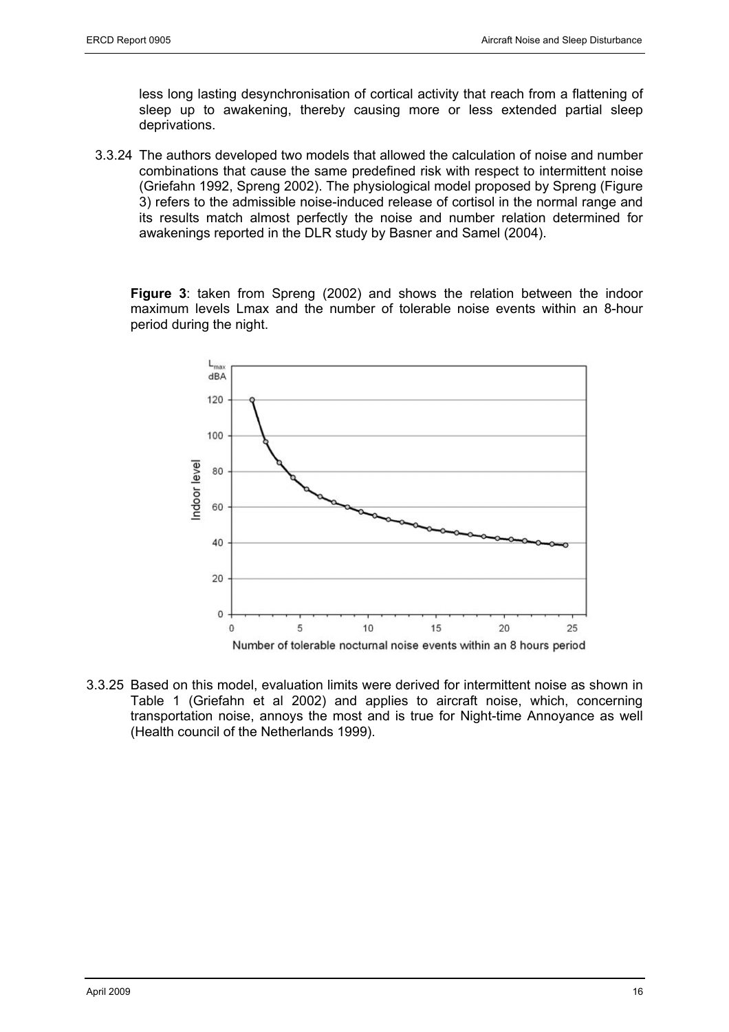less long lasting desynchronisation of cortical activity that reach from a flattening of sleep up to awakening, thereby causing more or less extended partial sleep deprivations.

3.3.24 The authors developed two models that allowed the calculation of noise and number combinations that cause the same predefined risk with respect to intermittent noise (Griefahn 1992, Spreng 2002). The physiological model proposed by Spreng (Figure 3) refers to the admissible noise-induced release of cortisol in the normal range and its results match almost perfectly the noise and number relation determined for awakenings reported in the DLR study by Basner and Samel (2004).

**Figure 3**: taken from Spreng (2002) and shows the relation between the indoor maximum levels Lmax and the number of tolerable noise events within an 8-hour period during the night.

3.3.25 Based on this model, evaluation limits were derived for intermittent noise as shown in Table 1 (Griefahn et al 2002) and applies to aircraft noise, which, concerning transportation noise, annoys the most and is true for Night-time Annoyance as well (Health council of the Netherlands 1999).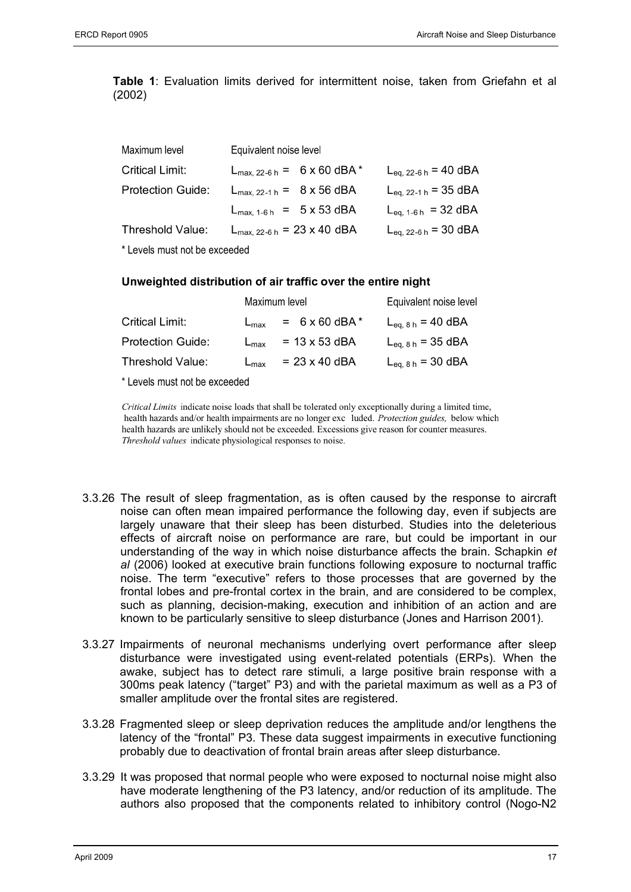**Table 1**: Evaluation limits derived for intermittent noise, taken from Griefahn et al (2002)

| Maximum level | Equivalent noise level | |
|---|---|---|
| Critical Limit: | $L_{max,\ 22\text{-}6\ h}$ = 6 x 60 dBA * | $L_{eq,\ 22\text{-}6\ h}$ = 40 dBA |
| Protection Guide: | $L_{max,\ 22\text{-}1\ h}$ = 8 x 56 dBA | $L_{eq,\ 22\text{-}1\ h}$ = 35 dBA |
| | $L_{max,\ 1\text{-}6\ h}$ = 5 x 53 dBA | $L_{eq,\ 1\text{-}6\ h}$ = 32 dBA |
| Threshold Value: | $L_{max,\ 22\text{-}6\ h}$ = 23 x 40 dBA | $L_{eq,\ 22\text{-}6\ h}$ = 30 dBA |

\* Levels must not be exceeded

**Unweighted distribution of air traffic over the entire night**

| | Maximum level | Equivalent noise level |
|---|---|---|
| Critical Limit: | $L_{max}$ = 6 x 60 dBA * | $L_{eq,\ 8\ h}$ = 40 dBA |
| Protection Guide: | $L_{max}$ = 13 x 53 dBA | $L_{eq,\ 8\ h}$ = 35 dBA |
| Threshold Value: | $L_{max}$ = 23 x 40 dBA | $L_{eq,\ 8\ h}$ = 30 dBA |

\* Levels must not be exceeded

*Critical Limits* indicate noise loads that shall be tolerated only exceptionally during a limited time, health hazards and/or health impairments are no longer exc luded. *Protection guides,* below which health hazards are unlikely should not be exceeded. Excessions give reason for counter measures. *Threshold values* indicate physiological responses to noise.

3.3.26 The result of sleep fragmentation, as is often caused by the response to aircraft noise can often mean impaired performance the following day, even if subjects are largely unaware that their sleep has been disturbed. Studies into the deleterious effects of aircraft noise on performance are rare, but could be important in our understanding of the way in which noise disturbance affects the brain. Schapkin *et al* (2006) looked at executive brain functions following exposure to nocturnal traffic noise. The term "executive" refers to those processes that are governed by the frontal lobes and pre-frontal cortex in the brain, and are considered to be complex, such as planning, decision-making, execution and inhibition of an action and are known to be particularly sensitive to sleep disturbance (Jones and Harrison 2001).

3.3.27 Impairments of neuronal mechanisms underlying overt performance after sleep disturbance were investigated using event-related potentials (ERPs). When the awake, subject has to detect rare stimuli, a large positive brain response with a 300ms peak latency ("target" P3) and with the parietal maximum as well as a P3 of smaller amplitude over the frontal sites are registered.

3.3.28 Fragmented sleep or sleep deprivation reduces the amplitude and/or lengthens the latency of the "frontal" P3. These data suggest impairments in executive functioning probably due to deactivation of frontal brain areas after sleep disturbance.

3.3.29 It was proposed that normal people who were exposed to nocturnal noise might also have moderate lengthening of the P3 latency, and/or reduction of its amplitude. The authors also proposed that the components related to inhibitory control (Nogo-N2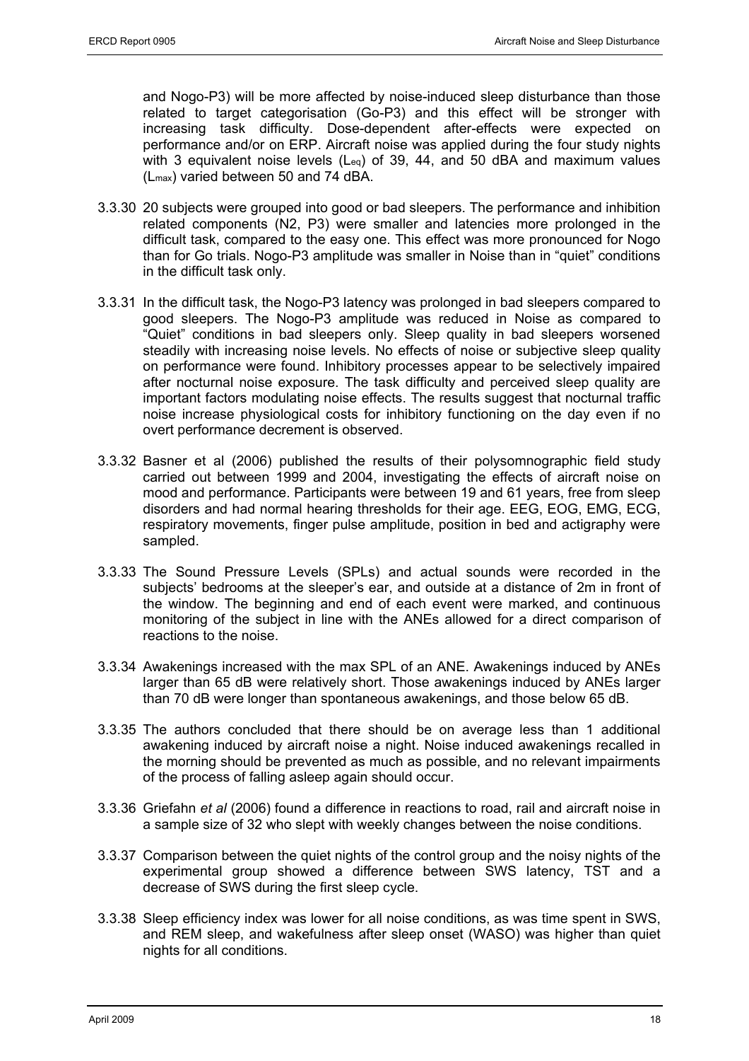and Nogo-P3) will be more affected by noise-induced sleep disturbance than those related to target categorisation (Go-P3) and this effect will be stronger with increasing task difficulty. Dose-dependent after-effects were expected on performance and/or on ERP. Aircraft noise was applied during the four study nights with 3 equivalent noise levels ($L_{eq}$) of 39, 44, and 50 dBA and maximum values ($L_{max}$) varied between 50 and 74 dBA.

3.3.30 20 subjects were grouped into good or bad sleepers. The performance and inhibition related components (N2, P3) were smaller and latencies more prolonged in the difficult task, compared to the easy one. This effect was more pronounced for Nogo than for Go trials. Nogo-P3 amplitude was smaller in Noise than in "quiet" conditions in the difficult task only.

3.3.31 In the difficult task, the Nogo-P3 latency was prolonged in bad sleepers compared to good sleepers. The Nogo-P3 amplitude was reduced in Noise as compared to "Quiet" conditions in bad sleepers only. Sleep quality in bad sleepers worsened steadily with increasing noise levels. No effects of noise or subjective sleep quality on performance were found. Inhibitory processes appear to be selectively impaired after nocturnal noise exposure. The task difficulty and perceived sleep quality are important factors modulating noise effects. The results suggest that nocturnal traffic noise increase physiological costs for inhibitory functioning on the day even if no overt performance decrement is observed.

3.3.32 Basner et al (2006) published the results of their polysomnographic field study carried out between 1999 and 2004, investigating the effects of aircraft noise on mood and performance. Participants were between 19 and 61 years, free from sleep disorders and had normal hearing thresholds for their age. EEG, EOG, EMG, ECG, respiratory movements, finger pulse amplitude, position in bed and actigraphy were sampled.

3.3.33 The Sound Pressure Levels (SPLs) and actual sounds were recorded in the subjects' bedrooms at the sleeper's ear, and outside at a distance of 2m in front of the window. The beginning and end of each event were marked, and continuous monitoring of the subject in line with the ANEs allowed for a direct comparison of reactions to the noise.

3.3.34 Awakenings increased with the max SPL of an ANE. Awakenings induced by ANEs larger than 65 dB were relatively short. Those awakenings induced by ANEs larger than 70 dB were longer than spontaneous awakenings, and those below 65 dB.

3.3.35 The authors concluded that there should be on average less than 1 additional awakening induced by aircraft noise a night. Noise induced awakenings recalled in the morning should be prevented as much as possible, and no relevant impairments of the process of falling asleep again should occur.

3.3.36 Griefahn *et al* (2006) found a difference in reactions to road, rail and aircraft noise in a sample size of 32 who slept with weekly changes between the noise conditions.

3.3.37 Comparison between the quiet nights of the control group and the noisy nights of the experimental group showed a difference between SWS latency, TST and a decrease of SWS during the first sleep cycle.

3.3.38 Sleep efficiency index was lower for all noise conditions, as was time spent in SWS, and REM sleep, and wakefulness after sleep onset (WASO) was higher than quiet nights for all conditions.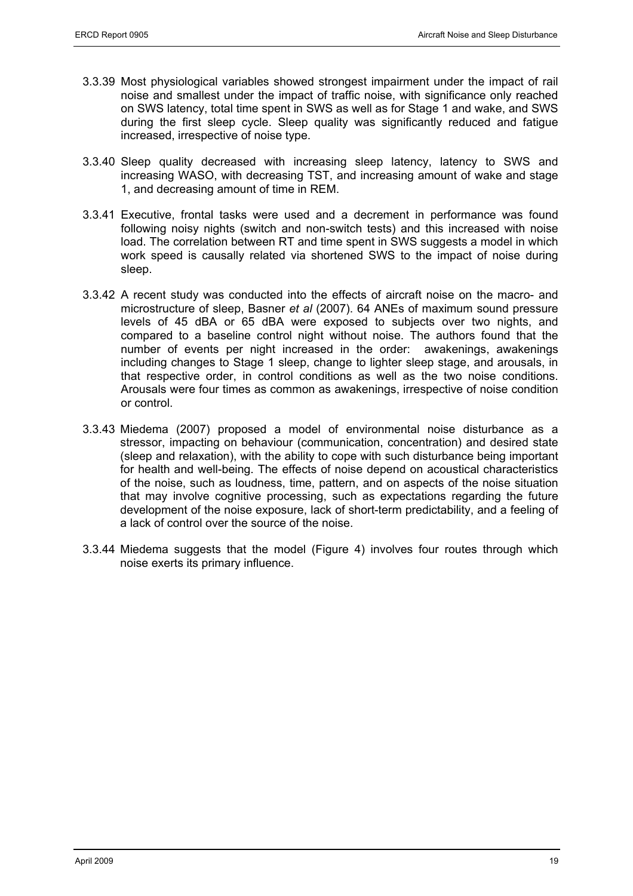3.3.39 Most physiological variables showed strongest impairment under the impact of rail noise and smallest under the impact of traffic noise, with significance only reached on SWS latency, total time spent in SWS as well as for Stage 1 and wake, and SWS during the first sleep cycle. Sleep quality was significantly reduced and fatigue increased, irrespective of noise type.

3.3.40 Sleep quality decreased with increasing sleep latency, latency to SWS and increasing WASO, with decreasing TST, and increasing amount of wake and stage 1, and decreasing amount of time in REM.

3.3.41 Executive, frontal tasks were used and a decrement in performance was found following noisy nights (switch and non-switch tests) and this increased with noise load. The correlation between RT and time spent in SWS suggests a model in which work speed is causally related via shortened SWS to the impact of noise during sleep.

3.3.42 A recent study was conducted into the effects of aircraft noise on the macro- and microstructure of sleep, Basner *et al* (2007). 64 ANEs of maximum sound pressure levels of 45 dBA or 65 dBA were exposed to subjects over two nights, and compared to a baseline control night without noise. The authors found that the number of events per night increased in the order: awakenings, awakenings including changes to Stage 1 sleep, change to lighter sleep stage, and arousals, in that respective order, in control conditions as well as the two noise conditions. Arousals were four times as common as awakenings, irrespective of noise condition or control.

3.3.43 Miedema (2007) proposed a model of environmental noise disturbance as a stressor, impacting on behaviour (communication, concentration) and desired state (sleep and relaxation), with the ability to cope with such disturbance being important for health and well-being. The effects of noise depend on acoustical characteristics of the noise, such as loudness, time, pattern, and on aspects of the noise situation that may involve cognitive processing, such as expectations regarding the future development of the noise exposure, lack of short-term predictability, and a feeling of a lack of control over the source of the noise.

3.3.44 Miedema suggests that the model (Figure 4) involves four routes through which noise exerts its primary influence.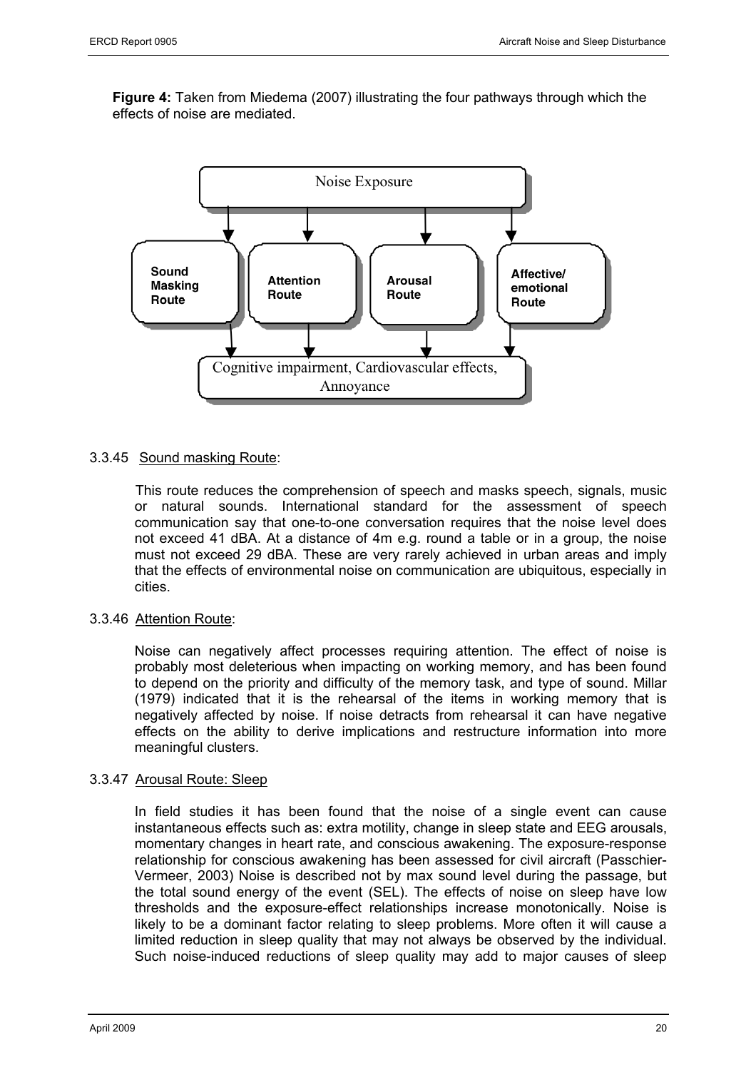**Figure 4:** Taken from Miedema (2007) illustrating the four pathways through which the effects of noise are mediated.

Noise Exposure

**Sound Masking Route** | **Attention Route** | **Arousal Route** | **Affective/ emotional Route**

Cognitive impairment, Cardiovascular effects, Annoyance

3.3.45 Sound masking Route:

This route reduces the comprehension of speech and masks speech, signals, music or natural sounds. International standard for the assessment of speech communication say that one-to-one conversation requires that the noise level does not exceed 41 dBA. At a distance of 4m e.g. round a table or in a group, the noise must not exceed 29 dBA. These are very rarely achieved in urban areas and imply that the effects of environmental noise on communication are ubiquitous, especially in cities.

3.3.46 Attention Route:

Noise can negatively affect processes requiring attention. The effect of noise is probably most deleterious when impacting on working memory, and has been found to depend on the priority and difficulty of the memory task, and type of sound. Millar (1979) indicated that it is the rehearsal of the items in working memory that is negatively affected by noise. If noise detracts from rehearsal it can have negative effects on the ability to derive implications and restructure information into more meaningful clusters.

3.3.47 Arousal Route: Sleep

In field studies it has been found that the noise of a single event can cause instantaneous effects such as: extra motility, change in sleep state and EEG arousals, momentary changes in heart rate, and conscious awakening. The exposure-response relationship for conscious awakening has been assessed for civil aircraft (Passchier-Vermeer, 2003) Noise is described not by max sound level during the passage, but the total sound energy of the event (SEL). The effects of noise on sleep have low thresholds and the exposure-effect relationships increase monotonically. Noise is likely to be a dominant factor relating to sleep problems. More often it will cause a limited reduction in sleep quality that may not always be observed by the individual. Such noise-induced reductions of sleep quality may add to major causes of sleep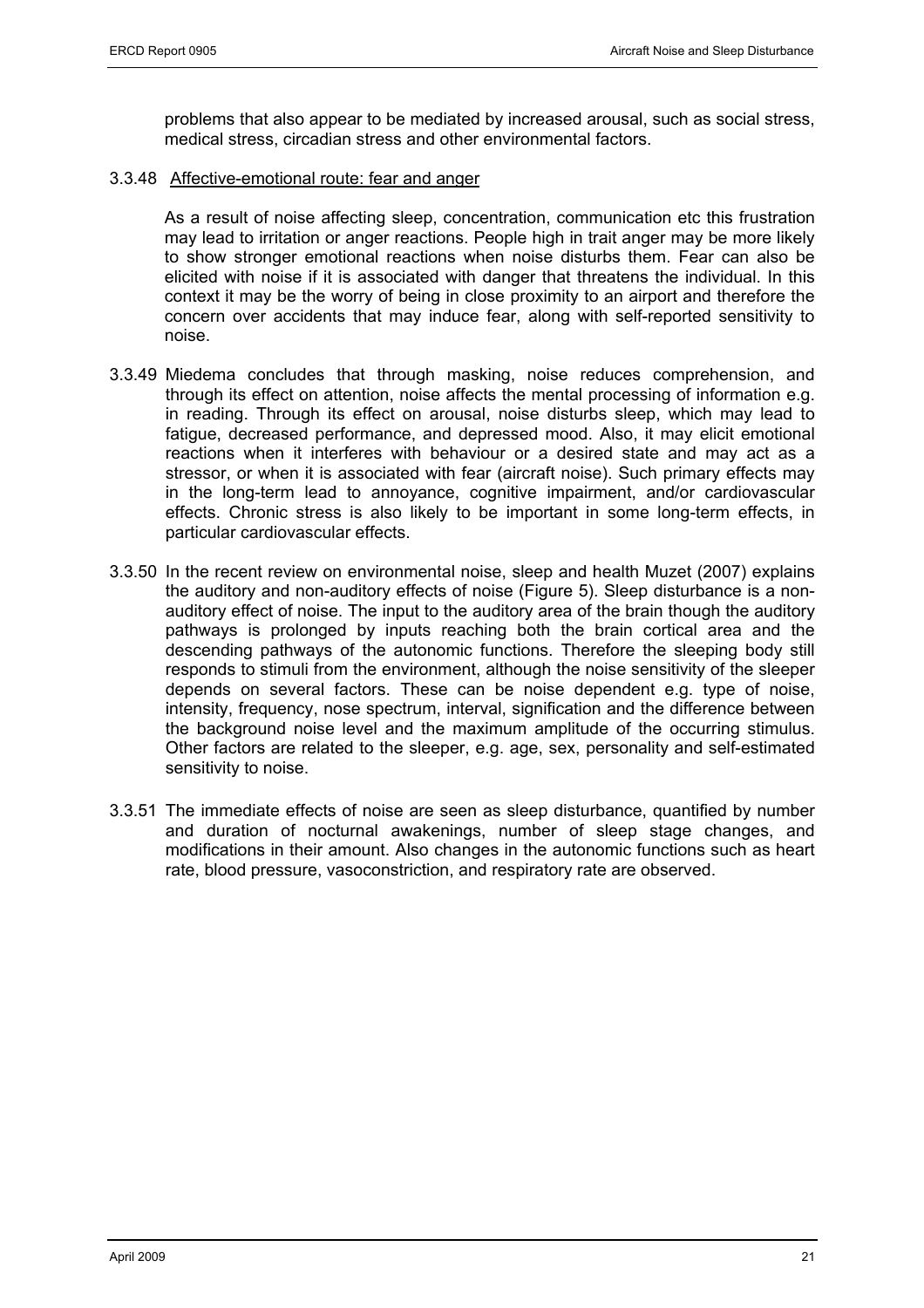problems that also appear to be mediated by increased arousal, such as social stress, medical stress, circadian stress and other environmental factors.

3.3.48 Affective-emotional route: fear and anger

As a result of noise affecting sleep, concentration, communication etc this frustration may lead to irritation or anger reactions. People high in trait anger may be more likely to show stronger emotional reactions when noise disturbs them. Fear can also be elicited with noise if it is associated with danger that threatens the individual. In this context it may be the worry of being in close proximity to an airport and therefore the concern over accidents that may induce fear, along with self-reported sensitivity to noise.

3.3.49 Miedema concludes that through masking, noise reduces comprehension, and through its effect on attention, noise affects the mental processing of information e.g. in reading. Through its effect on arousal, noise disturbs sleep, which may lead to fatigue, decreased performance, and depressed mood. Also, it may elicit emotional reactions when it interferes with behaviour or a desired state and may act as a stressor, or when it is associated with fear (aircraft noise). Such primary effects may in the long-term lead to annoyance, cognitive impairment, and/or cardiovascular effects. Chronic stress is also likely to be important in some long-term effects, in particular cardiovascular effects.

3.3.50 In the recent review on environmental noise, sleep and health Muzet (2007) explains the auditory and non-auditory effects of noise (Figure 5). Sleep disturbance is a non-auditory effect of noise. The input to the auditory area of the brain though the auditory pathways is prolonged by inputs reaching both the brain cortical area and the descending pathways of the autonomic functions. Therefore the sleeping body still responds to stimuli from the environment, although the noise sensitivity of the sleeper depends on several factors. These can be noise dependent e.g. type of noise, intensity, frequency, nose spectrum, interval, signification and the difference between the background noise level and the maximum amplitude of the occurring stimulus. Other factors are related to the sleeper, e.g. age, sex, personality and self-estimated sensitivity to noise.

3.3.51 The immediate effects of noise are seen as sleep disturbance, quantified by number and duration of nocturnal awakenings, number of sleep stage changes, and modifications in their amount. Also changes in the autonomic functions such as heart rate, blood pressure, vasoconstriction, and respiratory rate are observed.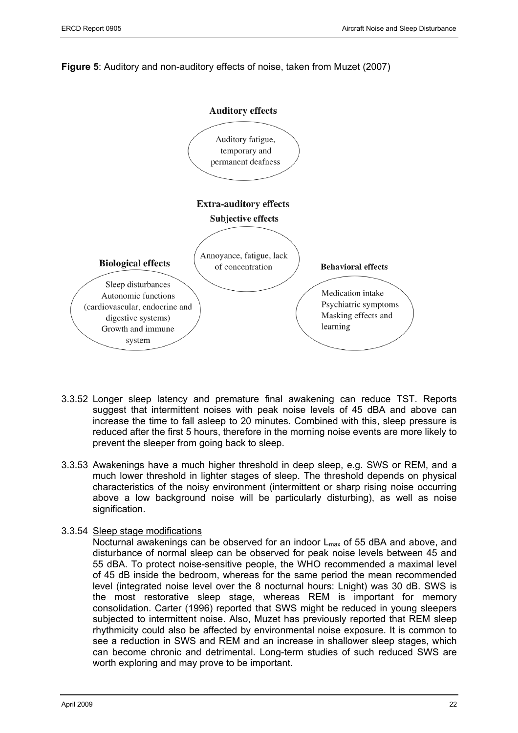**Figure 5**: Auditory and non-auditory effects of noise, taken from Muzet (2007)

**Auditory effects**

Auditory fatigue, temporary and permanent deafness

**Extra-auditory effects**

**Subjective effects**

Annoyance, fatigue, lack of concentration

**Biological effects**

Sleep disturbances
Autonomic functions (cardiovascular, endocrine and digestive systems)
Growth and immune system

**Behavioral effects**

Medication intake
Psychiatric symptoms
Masking effects and learning

3.3.52 Longer sleep latency and premature final awakening can reduce TST. Reports suggest that intermittent noises with peak noise levels of 45 dBA and above can increase the time to fall asleep to 20 minutes. Combined with this, sleep pressure is reduced after the first 5 hours, therefore in the morning noise events are more likely to prevent the sleeper from going back to sleep.

3.3.53 Awakenings have a much higher threshold in deep sleep, e.g. SWS or REM, and a much lower threshold in lighter stages of sleep. The threshold depends on physical characteristics of the noisy environment (intermittent or sharp rising noise occurring above a low background noise will be particularly disturbing), as well as noise signification.

3.3.54 Sleep stage modifications

Nocturnal awakenings can be observed for an indoor $L_{max}$ of 55 dBA and above, and disturbance of normal sleep can be observed for peak noise levels between 45 and 55 dBA. To protect noise-sensitive people, the WHO recommended a maximal level of 45 dB inside the bedroom, whereas for the same period the mean recommended level (integrated noise level over the 8 nocturnal hours: Lnight) was 30 dB. SWS is the most restorative sleep stage, whereas REM is important for memory consolidation. Carter (1996) reported that SWS might be reduced in young sleepers subjected to intermittent noise. Also, Muzet has previously reported that REM sleep rhythmicity could also be affected by environmental noise exposure. It is common to see a reduction in SWS and REM and an increase in shallower sleep stages, which can become chronic and detrimental. Long-term studies of such reduced SWS are worth exploring and may prove to be important.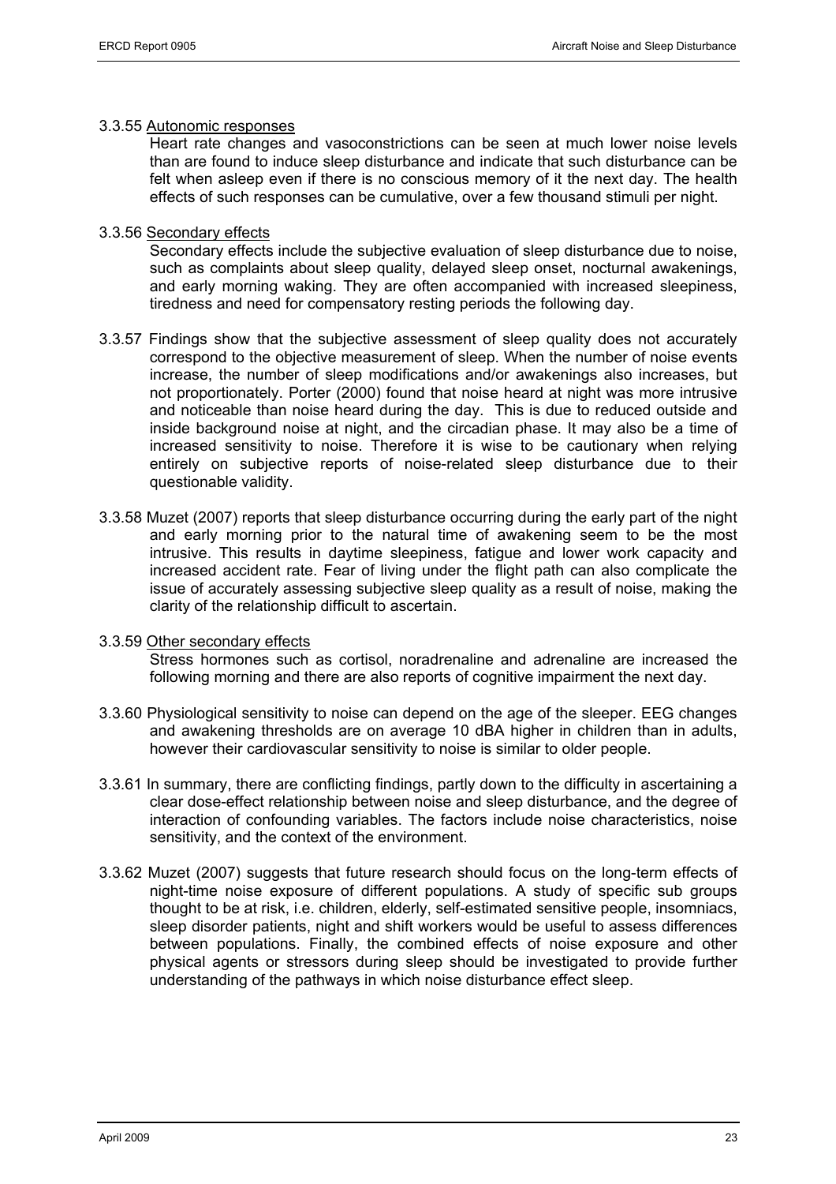3.3.55 Autonomic responses

Heart rate changes and vasoconstrictions can be seen at much lower noise levels than are found to induce sleep disturbance and indicate that such disturbance can be felt when asleep even if there is no conscious memory of it the next day. The health effects of such responses can be cumulative, over a few thousand stimuli per night.

3.3.56 Secondary effects

Secondary effects include the subjective evaluation of sleep disturbance due to noise, such as complaints about sleep quality, delayed sleep onset, nocturnal awakenings, and early morning waking. They are often accompanied with increased sleepiness, tiredness and need for compensatory resting periods the following day.

3.3.57 Findings show that the subjective assessment of sleep quality does not accurately correspond to the objective measurement of sleep. When the number of noise events increase, the number of sleep modifications and/or awakenings also increases, but not proportionately. Porter (2000) found that noise heard at night was more intrusive and noticeable than noise heard during the day. This is due to reduced outside and inside background noise at night, and the circadian phase. It may also be a time of increased sensitivity to noise. Therefore it is wise to be cautionary when relying entirely on subjective reports of noise-related sleep disturbance due to their questionable validity.

3.3.58 Muzet (2007) reports that sleep disturbance occurring during the early part of the night and early morning prior to the natural time of awakening seem to be the most intrusive. This results in daytime sleepiness, fatigue and lower work capacity and increased accident rate. Fear of living under the flight path can also complicate the issue of accurately assessing subjective sleep quality as a result of noise, making the clarity of the relationship difficult to ascertain.

3.3.59 Other secondary effects

Stress hormones such as cortisol, noradrenaline and adrenaline are increased the following morning and there are also reports of cognitive impairment the next day.

3.3.60 Physiological sensitivity to noise can depend on the age of the sleeper. EEG changes and awakening thresholds are on average 10 dBA higher in children than in adults, however their cardiovascular sensitivity to noise is similar to older people.

3.3.61 In summary, there are conflicting findings, partly down to the difficulty in ascertaining a clear dose-effect relationship between noise and sleep disturbance, and the degree of interaction of confounding variables. The factors include noise characteristics, noise sensitivity, and the context of the environment.

3.3.62 Muzet (2007) suggests that future research should focus on the long-term effects of night-time noise exposure of different populations. A study of specific sub groups thought to be at risk, i.e. children, elderly, self-estimated sensitive people, insomniacs, sleep disorder patients, night and shift workers would be useful to assess differences between populations. Finally, the combined effects of noise exposure and other physical agents or stressors during sleep should be investigated to provide further understanding of the pathways in which noise disturbance effect sleep.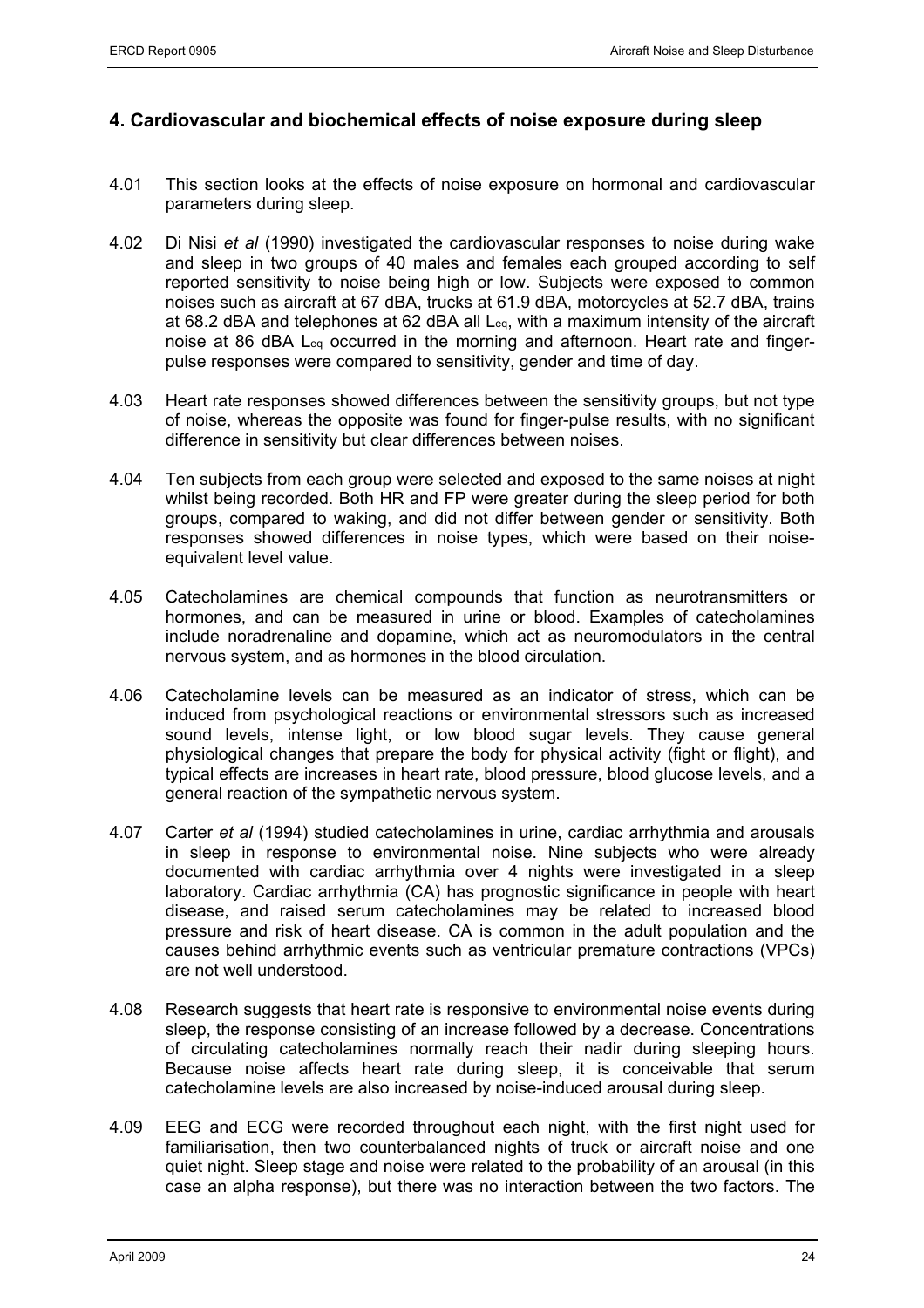## 4. Cardiovascular and biochemical effects of noise exposure during sleep

4.01 This section looks at the effects of noise exposure on hormonal and cardiovascular parameters during sleep.

4.02 Di Nisi *et al* (1990) investigated the cardiovascular responses to noise during wake and sleep in two groups of 40 males and females each grouped according to self reported sensitivity to noise being high or low. Subjects were exposed to common noises such as aircraft at 67 dBA, trucks at 61.9 dBA, motorcycles at 52.7 dBA, trains at 68.2 dBA and telephones at 62 dBA all $L_{eq}$, with a maximum intensity of the aircraft noise at 86 dBA $L_{eq}$ occurred in the morning and afternoon. Heart rate and finger-pulse responses were compared to sensitivity, gender and time of day.

4.03 Heart rate responses showed differences between the sensitivity groups, but not type of noise, whereas the opposite was found for finger-pulse results, with no significant difference in sensitivity but clear differences between noises.

4.04 Ten subjects from each group were selected and exposed to the same noises at night whilst being recorded. Both HR and FP were greater during the sleep period for both groups, compared to waking, and did not differ between gender or sensitivity. Both responses showed differences in noise types, which were based on their noise-equivalent level value.

4.05 Catecholamines are chemical compounds that function as neurotransmitters or hormones, and can be measured in urine or blood. Examples of catecholamines include noradrenaline and dopamine, which act as neuromodulators in the central nervous system, and as hormones in the blood circulation.

4.06 Catecholamine levels can be measured as an indicator of stress, which can be induced from psychological reactions or environmental stressors such as increased sound levels, intense light, or low blood sugar levels. They cause general physiological changes that prepare the body for physical activity (fight or flight), and typical effects are increases in heart rate, blood pressure, blood glucose levels, and a general reaction of the sympathetic nervous system.

4.07 Carter *et al* (1994) studied catecholamines in urine, cardiac arrhythmia and arousals in sleep in response to environmental noise. Nine subjects who were already documented with cardiac arrhythmia over 4 nights were investigated in a sleep laboratory. Cardiac arrhythmia (CA) has prognostic significance in people with heart disease, and raised serum catecholamines may be related to increased blood pressure and risk of heart disease. CA is common in the adult population and the causes behind arrhythmic events such as ventricular premature contractions (VPCs) are not well understood.

4.08 Research suggests that heart rate is responsive to environmental noise events during sleep, the response consisting of an increase followed by a decrease. Concentrations of circulating catecholamines normally reach their nadir during sleeping hours. Because noise affects heart rate during sleep, it is conceivable that serum catecholamine levels are also increased by noise-induced arousal during sleep.

4.09 EEG and ECG were recorded throughout each night, with the first night used for familiarisation, then two counterbalanced nights of truck or aircraft noise and one quiet night. Sleep stage and noise were related to the probability of an arousal (in this case an alpha response), but there was no interaction between the two factors. The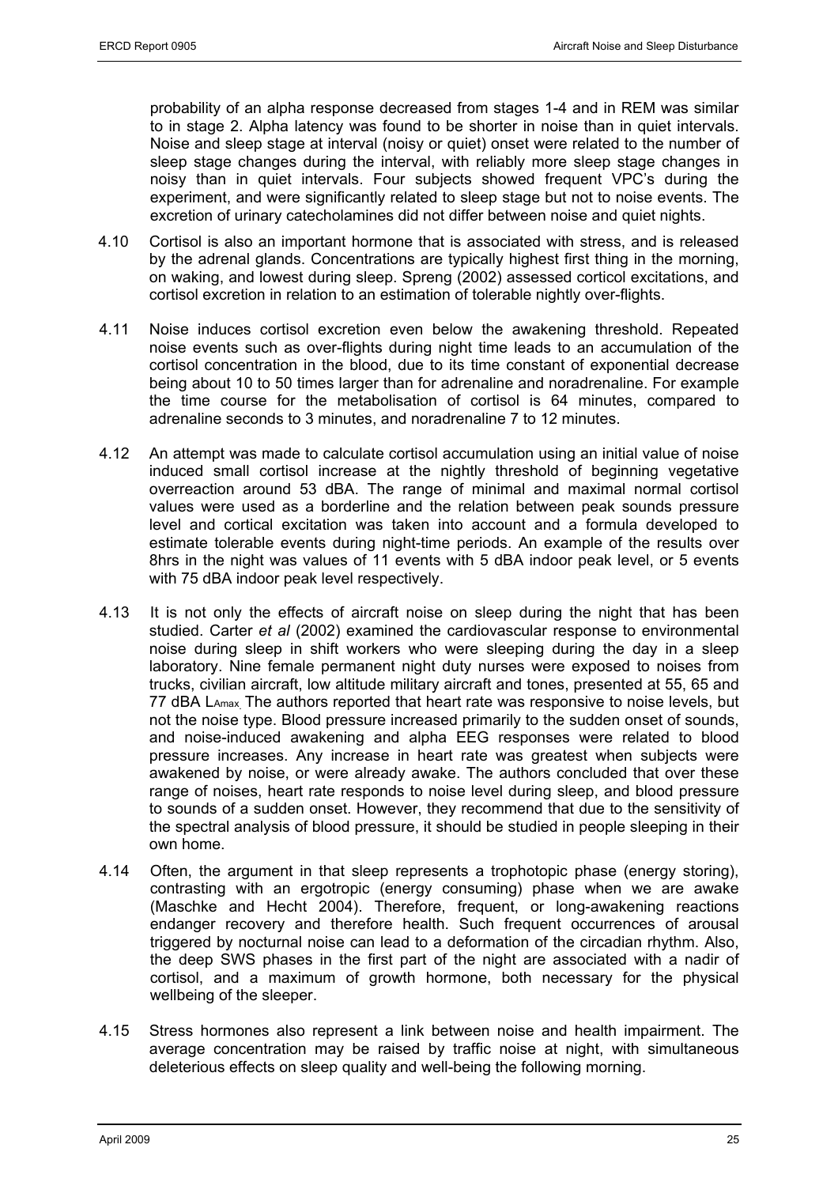probability of an alpha response decreased from stages 1-4 and in REM was similar to in stage 2. Alpha latency was found to be shorter in noise than in quiet intervals. Noise and sleep stage at interval (noisy or quiet) onset were related to the number of sleep stage changes during the interval, with reliably more sleep stage changes in noisy than in quiet intervals. Four subjects showed frequent VPC's during the experiment, and were significantly related to sleep stage but not to noise events. The excretion of urinary catecholamines did not differ between noise and quiet nights.

4.10 Cortisol is also an important hormone that is associated with stress, and is released by the adrenal glands. Concentrations are typically highest first thing in the morning, on waking, and lowest during sleep. Spreng (2002) assessed corticol excitations, and cortisol excretion in relation to an estimation of tolerable nightly over-flights.

4.11 Noise induces cortisol excretion even below the awakening threshold. Repeated noise events such as over-flights during night time leads to an accumulation of the cortisol concentration in the blood, due to its time constant of exponential decrease being about 10 to 50 times larger than for adrenaline and noradrenaline. For example the time course for the metabolisation of cortisol is 64 minutes, compared to adrenaline seconds to 3 minutes, and noradrenaline 7 to 12 minutes.

4.12 An attempt was made to calculate cortisol accumulation using an initial value of noise induced small cortisol increase at the nightly threshold of beginning vegetative overreaction around 53 dBA. The range of minimal and maximal normal cortisol values were used as a borderline and the relation between peak sounds pressure level and cortical excitation was taken into account and a formula developed to estimate tolerable events during night-time periods. An example of the results over 8hrs in the night was values of 11 events with 5 dBA indoor peak level, or 5 events with 75 dBA indoor peak level respectively.

4.13 It is not only the effects of aircraft noise on sleep during the night that has been studied. Carter *et al* (2002) examined the cardiovascular response to environmental noise during sleep in shift workers who were sleeping during the day in a sleep laboratory. Nine female permanent night duty nurses were exposed to noises from trucks, civilian aircraft, low altitude military aircraft and tones, presented at 55, 65 and 77 dBA $L_{Amax}$. The authors reported that heart rate was responsive to noise levels, but not the noise type. Blood pressure increased primarily to the sudden onset of sounds, and noise-induced awakening and alpha EEG responses were related to blood pressure increases. Any increase in heart rate was greatest when subjects were awakened by noise, or were already awake. The authors concluded that over these range of noises, heart rate responds to noise level during sleep, and blood pressure to sounds of a sudden onset. However, they recommend that due to the sensitivity of the spectral analysis of blood pressure, it should be studied in people sleeping in their own home.

4.14 Often, the argument in that sleep represents a trophotopic phase (energy storing), contrasting with an ergotropic (energy consuming) phase when we are awake (Maschke and Hecht 2004). Therefore, frequent, or long-awakening reactions endanger recovery and therefore health. Such frequent occurrences of arousal triggered by nocturnal noise can lead to a deformation of the circadian rhythm. Also, the deep SWS phases in the first part of the night are associated with a nadir of cortisol, and a maximum of growth hormone, both necessary for the physical wellbeing of the sleeper.

4.15 Stress hormones also represent a link between noise and health impairment. The average concentration may be raised by traffic noise at night, with simultaneous deleterious effects on sleep quality and well-being the following morning.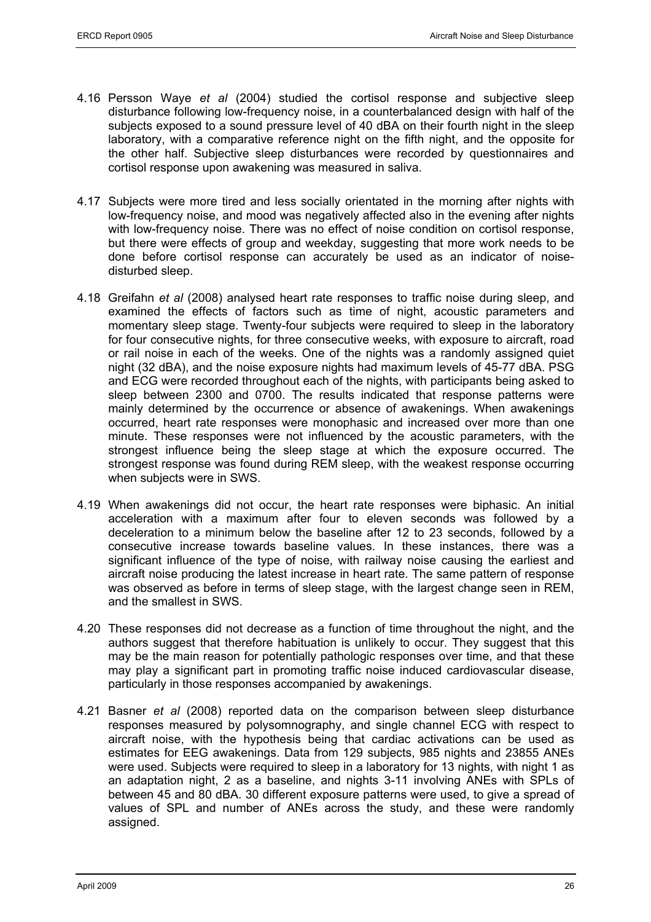4.16 Persson Waye *et al* (2004) studied the cortisol response and subjective sleep disturbance following low-frequency noise, in a counterbalanced design with half of the subjects exposed to a sound pressure level of 40 dBA on their fourth night in the sleep laboratory, with a comparative reference night on the fifth night, and the opposite for the other half. Subjective sleep disturbances were recorded by questionnaires and cortisol response upon awakening was measured in saliva.

4.17 Subjects were more tired and less socially orientated in the morning after nights with low-frequency noise, and mood was negatively affected also in the evening after nights with low-frequency noise. There was no effect of noise condition on cortisol response, but there were effects of group and weekday, suggesting that more work needs to be done before cortisol response can accurately be used as an indicator of noise-disturbed sleep.

4.18 Greifahn *et al* (2008) analysed heart rate responses to traffic noise during sleep, and examined the effects of factors such as time of night, acoustic parameters and momentary sleep stage. Twenty-four subjects were required to sleep in the laboratory for four consecutive nights, for three consecutive weeks, with exposure to aircraft, road or rail noise in each of the weeks. One of the nights was a randomly assigned quiet night (32 dBA), and the noise exposure nights had maximum levels of 45-77 dBA. PSG and ECG were recorded throughout each of the nights, with participants being asked to sleep between 2300 and 0700. The results indicated that response patterns were mainly determined by the occurrence or absence of awakenings. When awakenings occurred, heart rate responses were monophasic and increased over more than one minute. These responses were not influenced by the acoustic parameters, with the strongest influence being the sleep stage at which the exposure occurred. The strongest response was found during REM sleep, with the weakest response occurring when subjects were in SWS.

4.19 When awakenings did not occur, the heart rate responses were biphasic. An initial acceleration with a maximum after four to eleven seconds was followed by a deceleration to a minimum below the baseline after 12 to 23 seconds, followed by a consecutive increase towards baseline values. In these instances, there was a significant influence of the type of noise, with railway noise causing the earliest and aircraft noise producing the latest increase in heart rate. The same pattern of response was observed as before in terms of sleep stage, with the largest change seen in REM, and the smallest in SWS.

4.20 These responses did not decrease as a function of time throughout the night, and the authors suggest that therefore habituation is unlikely to occur. They suggest that this may be the main reason for potentially pathologic responses over time, and that these may play a significant part in promoting traffic noise induced cardiovascular disease, particularly in those responses accompanied by awakenings.

4.21 Basner *et al* (2008) reported data on the comparison between sleep disturbance responses measured by polysomnography, and single channel ECG with respect to aircraft noise, with the hypothesis being that cardiac activations can be used as estimates for EEG awakenings. Data from 129 subjects, 985 nights and 23855 ANEs were used. Subjects were required to sleep in a laboratory for 13 nights, with night 1 as an adaptation night, 2 as a baseline, and nights 3-11 involving ANEs with SPLs of between 45 and 80 dBA. 30 different exposure patterns were used, to give a spread of values of SPL and number of ANEs across the study, and these were randomly assigned.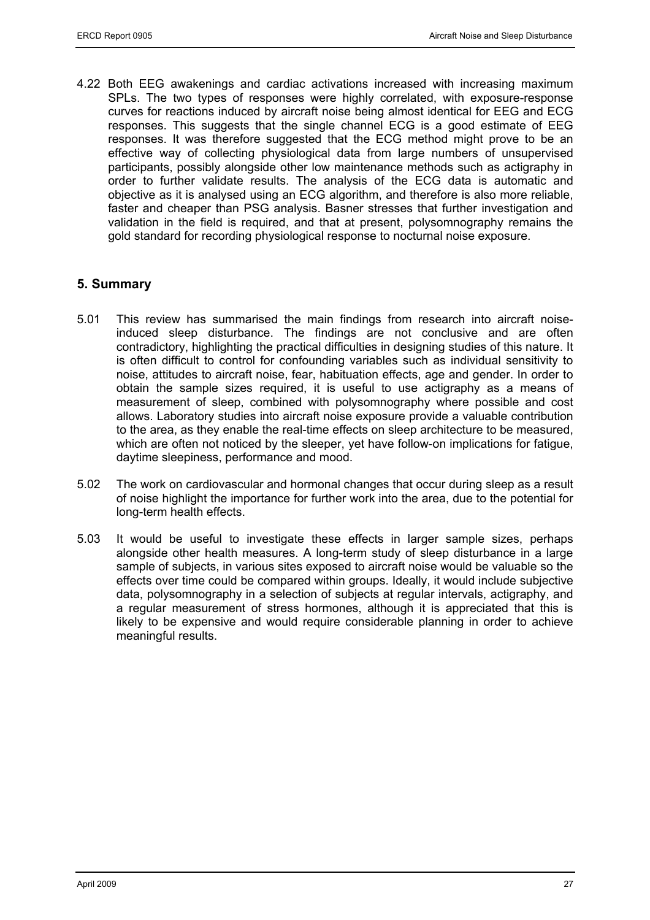4.22 Both EEG awakenings and cardiac activations increased with increasing maximum SPLs. The two types of responses were highly correlated, with exposure-response curves for reactions induced by aircraft noise being almost identical for EEG and ECG responses. This suggests that the single channel ECG is a good estimate of EEG responses. It was therefore suggested that the ECG method might prove to be an effective way of collecting physiological data from large numbers of unsupervised participants, possibly alongside other low maintenance methods such as actigraphy in order to further validate results. The analysis of the ECG data is automatic and objective as it is analysed using an ECG algorithm, and therefore is also more reliable, faster and cheaper than PSG analysis. Basner stresses that further investigation and validation in the field is required, and that at present, polysomnography remains the gold standard for recording physiological response to nocturnal noise exposure.

## 5. Summary

5.01 This review has summarised the main findings from research into aircraft noise-induced sleep disturbance. The findings are not conclusive and are often contradictory, highlighting the practical difficulties in designing studies of this nature. It is often difficult to control for confounding variables such as individual sensitivity to noise, attitudes to aircraft noise, fear, habituation effects, age and gender. In order to obtain the sample sizes required, it is useful to use actigraphy as a means of measurement of sleep, combined with polysomnography where possible and cost allows. Laboratory studies into aircraft noise exposure provide a valuable contribution to the area, as they enable the real-time effects on sleep architecture to be measured, which are often not noticed by the sleeper, yet have follow-on implications for fatigue, daytime sleepiness, performance and mood.

5.02 The work on cardiovascular and hormonal changes that occur during sleep as a result of noise highlight the importance for further work into the area, due to the potential for long-term health effects.

5.03 It would be useful to investigate these effects in larger sample sizes, perhaps alongside other health measures. A long-term study of sleep disturbance in a large sample of subjects, in various sites exposed to aircraft noise would be valuable so the effects over time could be compared within groups. Ideally, it would include subjective data, polysomnography in a selection of subjects at regular intervals, actigraphy, and a regular measurement of stress hormones, although it is appreciated that this is likely to be expensive and would require considerable planning in order to achieve meaningful results.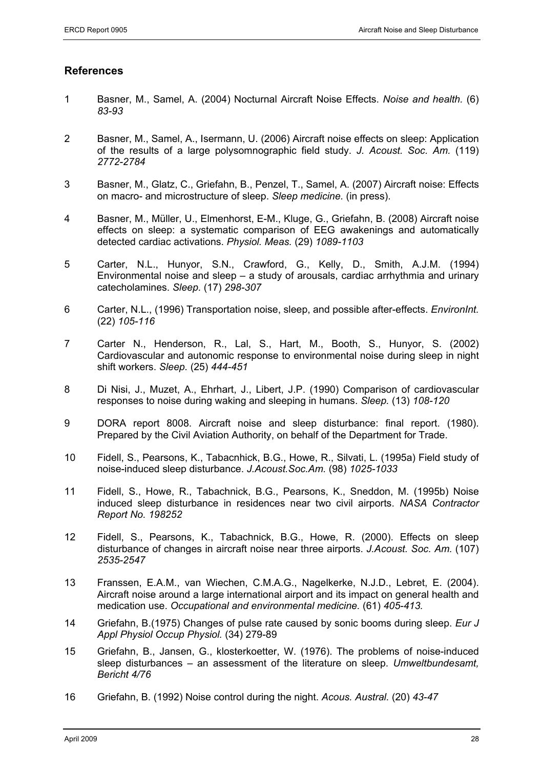## References

1 Basner, M., Samel, A. (2004) Nocturnal Aircraft Noise Effects. *Noise and health.* (6) *83-93*

2 Basner, M., Samel, A., Isermann, U. (2006) Aircraft noise effects on sleep: Application of the results of a large polysomnographic field study. *J. Acoust. Soc. Am.* (119) *2772-2784*

3 Basner, M., Glatz, C., Griefahn, B., Penzel, T., Samel, A. (2007) Aircraft noise: Effects on macro- and microstructure of sleep. *Sleep medicine*. (in press).

4 Basner, M., Müller, U., Elmenhorst, E-M., Kluge, G., Griefahn, B. (2008) Aircraft noise effects on sleep: a systematic comparison of EEG awakenings and automatically detected cardiac activations. *Physiol. Meas.* (29) *1089-1103*

5 Carter, N.L., Hunyor, S.N., Crawford, G., Kelly, D., Smith, A.J.M. (1994) Environmental noise and sleep – a study of arousals, cardiac arrhythmia and urinary catecholamines. *Sleep.* (17) *298-307*

6 Carter, N.L., (1996) Transportation noise, sleep, and possible after-effects. *EnvironInt.* (22) *105-116*

7 Carter N., Henderson, R., Lal, S., Hart, M., Booth, S., Hunyor, S. (2002) Cardiovascular and autonomic response to environmental noise during sleep in night shift workers. *Sleep.* (25) *444-451*

8 Di Nisi, J., Muzet, A., Ehrhart, J., Libert, J.P. (1990) Comparison of cardiovascular responses to noise during waking and sleeping in humans. *Sleep.* (13) *108-120*

9 DORA report 8008. Aircraft noise and sleep disturbance: final report. (1980). Prepared by the Civil Aviation Authority, on behalf of the Department for Trade.

10 Fidell, S., Pearsons, K., Tabacnhick, B.G., Howe, R., Silvati, L. (1995a) Field study of noise-induced sleep disturbance. *J.Acoust.Soc.Am.* (98) *1025-1033*

11 Fidell, S., Howe, R., Tabachnick, B.G., Pearsons, K., Sneddon, M. (1995b) Noise induced sleep disturbance in residences near two civil airports. *NASA Contractor Report No. 198252*

12 Fidell, S., Pearsons, K., Tabachnick, B.G., Howe, R. (2000). Effects on sleep disturbance of changes in aircraft noise near three airports. *J.Acoust. Soc. Am.* (107) *2535-2547*

13 Franssen, E.A.M., van Wiechen, C.M.A.G., Nagelkerke, N.J.D., Lebret, E. (2004). Aircraft noise around a large international airport and its impact on general health and medication use. *Occupational and environmental medicine.* (61) *405-413.*

14 Griefahn, B.(1975) Changes of pulse rate caused by sonic booms during sleep. *Eur J Appl Physiol Occup Physiol.* (34) 279-89

15 Griefahn, B., Jansen, G., klosterkoetter, W. (1976). The problems of noise-induced sleep disturbances – an assessment of the literature on sleep. *Umweltbundesamt, Bericht 4/76*

16 Griefahn, B. (1992) Noise control during the night. *Acous. Austral.* (20) *43-47*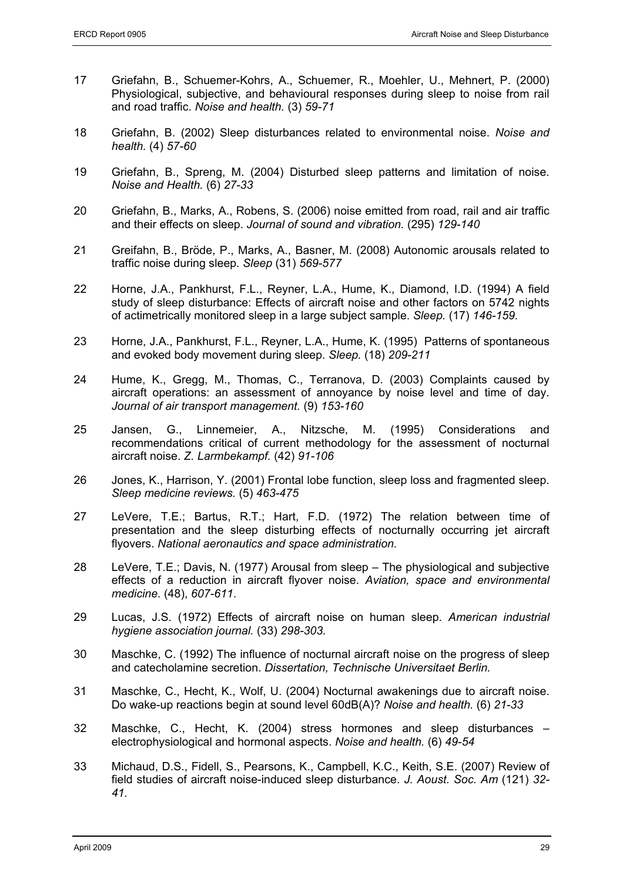17 Griefahn, B., Schuemer-Kohrs, A., Schuemer, R., Moehler, U., Mehnert, P. (2000) Physiological, subjective, and behavioural responses during sleep to noise from rail and road traffic. *Noise and health.* (3) *59-71*

18 Griefahn, B. (2002) Sleep disturbances related to environmental noise. *Noise and health.* (4) *57-60*

19 Griefahn, B., Spreng, M. (2004) Disturbed sleep patterns and limitation of noise. *Noise and Health.* (6) *27-33*

20 Griefahn, B., Marks, A., Robens, S. (2006) noise emitted from road, rail and air traffic and their effects on sleep. *Journal of sound and vibration.* (295) *129-140*

21 Greifahn, B., Bröde, P., Marks, A., Basner, M. (2008) Autonomic arousals related to traffic noise during sleep. *Sleep* (31) *569-577*

22 Horne, J.A., Pankhurst, F.L., Reyner, L.A., Hume, K., Diamond, I.D. (1994) A field study of sleep disturbance: Effects of aircraft noise and other factors on 5742 nights of actimetrically monitored sleep in a large subject sample. *Sleep.* (17) *146-159.*

23 Horne, J.A., Pankhurst, F.L., Reyner, L.A., Hume, K. (1995) Patterns of spontaneous and evoked body movement during sleep. *Sleep.* (18) *209-211*

24 Hume, K., Gregg, M., Thomas, C., Terranova, D. (2003) Complaints caused by aircraft operations: an assessment of annoyance by noise level and time of day. *Journal of air transport management.* (9) *153-160*

25 Jansen, G., Linnemeier, A., Nitzsche, M. (1995) Considerations and recommendations critical of current methodology for the assessment of nocturnal aircraft noise. *Z. Larmbekampf.* (42) *91-106*

26 Jones, K., Harrison, Y. (2001) Frontal lobe function, sleep loss and fragmented sleep. *Sleep medicine reviews.* (5) *463-475*

27 LeVere, T.E.; Bartus, R.T.; Hart, F.D. (1972) The relation between time of presentation and the sleep disturbing effects of nocturnally occurring jet aircraft flyovers. *National aeronautics and space administration.*

28 LeVere, T.E.; Davis, N. (1977) Arousal from sleep – The physiological and subjective effects of a reduction in aircraft flyover noise. *Aviation, space and environmental medicine.* (48), *607-611*.

29 Lucas, J.S. (1972) Effects of aircraft noise on human sleep. *American industrial hygiene association journal.* (33) *298-303.*

30 Maschke, C. (1992) The influence of nocturnal aircraft noise on the progress of sleep and catecholamine secretion. *Dissertation, Technische Universitaet Berlin.*

31 Maschke, C., Hecht, K., Wolf, U. (2004) Nocturnal awakenings due to aircraft noise. Do wake-up reactions begin at sound level 60dB(A)? *Noise and health.* (6) *21-33*

32 Maschke, C., Hecht, K. (2004) stress hormones and sleep disturbances – electrophysiological and hormonal aspects. *Noise and health.* (6) *49-54*

33 Michaud, D.S., Fidell, S., Pearsons, K., Campbell, K.C., Keith, S.E. (2007) Review of field studies of aircraft noise-induced sleep disturbance. *J. Aoust. Soc. Am* (121) *32-41.*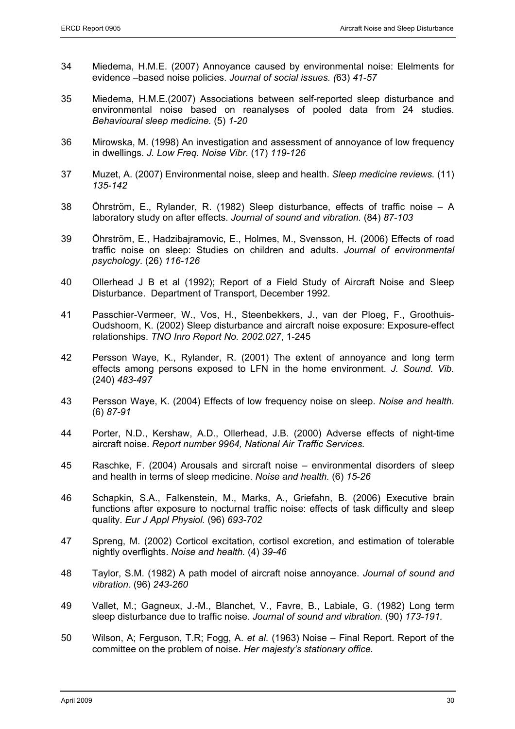34 Miedema, H.M.E. (2007) Annoyance caused by environmental noise: Elelments for evidence –based noise policies. *Journal of social issues. (*63) *41-57*

35 Miedema, H.M.E.(2007) Associations between self-reported sleep disturbance and environmental noise based on reanalyses of pooled data from 24 studies. *Behavioural sleep medicine.* (5) *1-20*

36 Mirowska, M. (1998) An investigation and assessment of annoyance of low frequency in dwellings. *J. Low Freq. Noise Vibr.* (17) *119-126*

37 Muzet, A. (2007) Environmental noise, sleep and health. *Sleep medicine reviews.* (11) *135-142*

38 Öhrström, E., Rylander, R. (1982) Sleep disturbance, effects of traffic noise – A laboratory study on after effects. *Journal of sound and vibration.* (84) *87-103*

39 Öhrström, E., Hadzibajramovic, E., Holmes, M., Svensson, H. (2006) Effects of road traffic noise on sleep: Studies on children and adults. *Journal of environmental psychology*. (26) *116-126*

40 Ollerhead J B et al (1992); Report of a Field Study of Aircraft Noise and Sleep Disturbance. Department of Transport, December 1992.

41 Passchier-Vermeer, W., Vos, H., Steenbekkers, J., van der Ploeg, F., Groothuis-Oudshoom, K. (2002) Sleep disturbance and aircraft noise exposure: Exposure-effect relationships. *TNO Inro Report No. 2002.027*, 1-245

42 Persson Waye, K., Rylander, R. (2001) The extent of annoyance and long term effects among persons exposed to LFN in the home environment. *J. Sound. Vib.* (240) *483-497*

43 Persson Waye, K. (2004) Effects of low frequency noise on sleep. *Noise and health.* (6) *87-91*

44 Porter, N.D., Kershaw, A.D., Ollerhead, J.B. (2000) Adverse effects of night-time aircraft noise. *Report number 9964, National Air Traffic Services.*

45 Raschke, F. (2004) Arousals and sircraft noise – environmental disorders of sleep and health in terms of sleep medicine*. Noise and health.* (6) *15-26*

46 Schapkin, S.A., Falkenstein, M., Marks, A., Griefahn, B. (2006) Executive brain functions after exposure to nocturnal traffic noise: effects of task difficulty and sleep quality. *Eur J Appl Physiol.* (96) *693-702*

47 Spreng, M. (2002) Corticol excitation, cortisol excretion, and estimation of tolerable nightly overflights. *Noise and health.* (4) *39-46*

48 Taylor, S.M. (1982) A path model of aircraft noise annoyance. *Journal of sound and vibration.* (96) *243-260*

49 Vallet, M.; Gagneux, J.-M., Blanchet, V., Favre, B., Labiale, G. (1982) Long term sleep disturbance due to traffic noise. *Journal of sound and vibration.* (90) *173-191.*

50 Wilson, A; Ferguson, T.R; Fogg, A. *et al*. (1963) Noise – Final Report. Report of the committee on the problem of noise. *Her majesty's stationary office.*